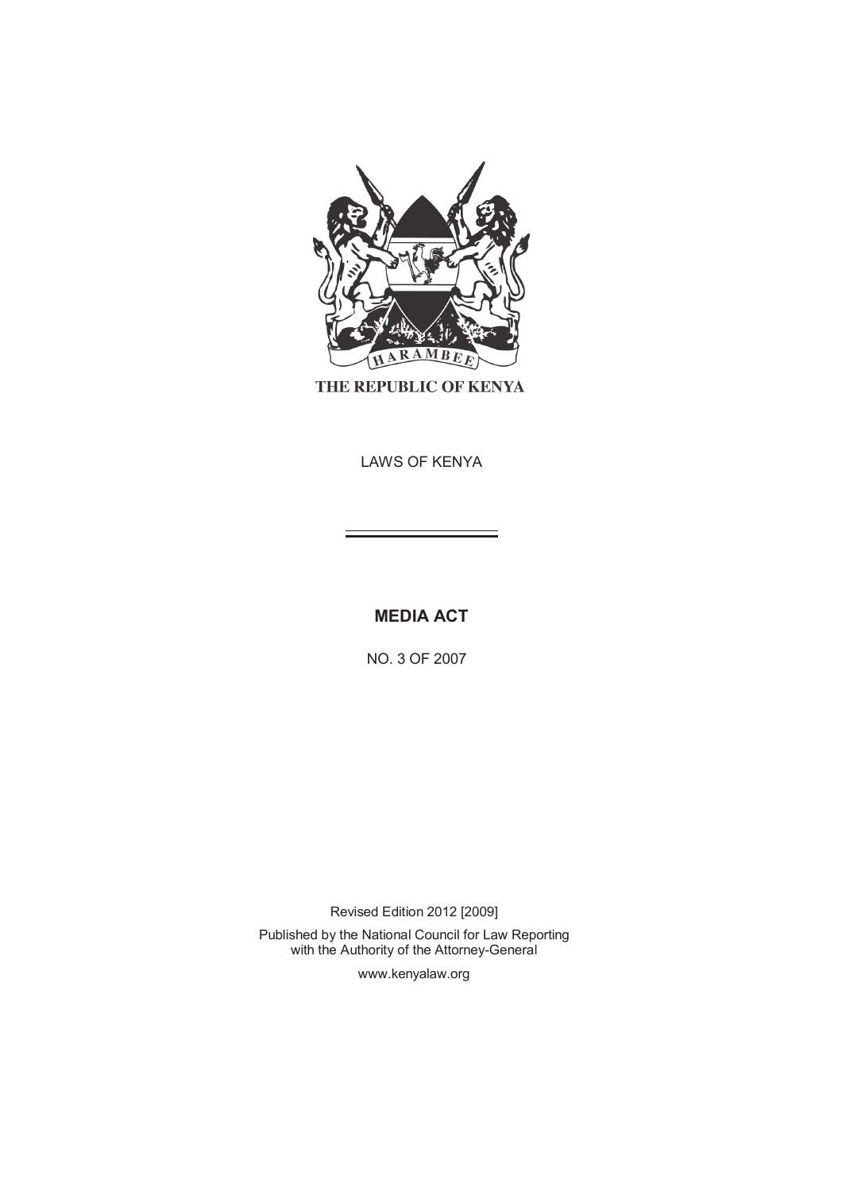HARAMBEE

THE REPUBLIC OF KENYA

LAWS OF KENYA

# MEDIA ACT

NO. 3 OF 2007

Revised Edition 2012 [2009]

Published by the National Council for Law Reporting
with the Authority of the Attorney-General

www.kenyalaw.org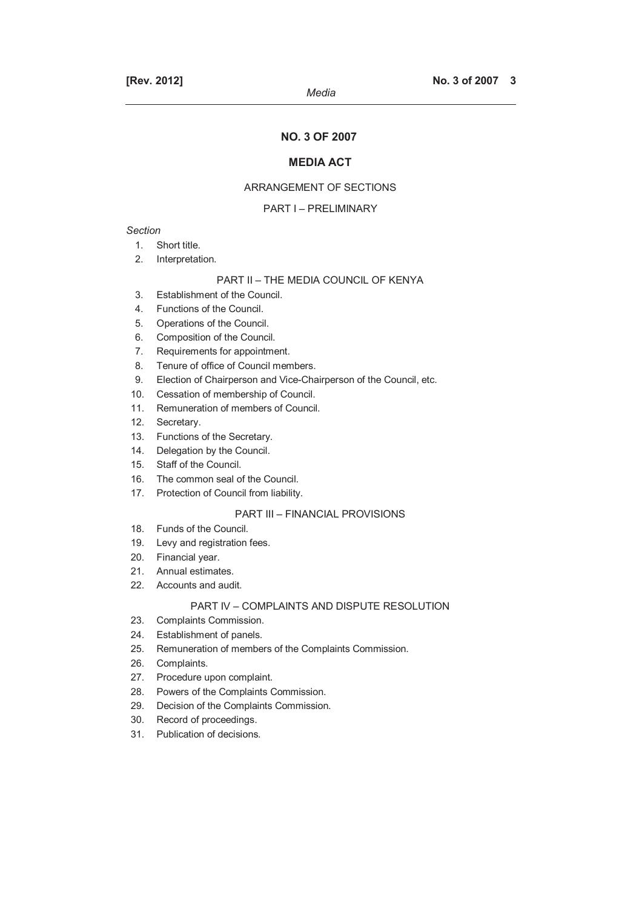# NO. 3 OF 2007

## MEDIA ACT

ARRANGEMENT OF SECTIONS

PART I – PRELIMINARY

*Section*

1. Short title.
2. Interpretation.

PART II – THE MEDIA COUNCIL OF KENYA

3. Establishment of the Council.
4. Functions of the Council.
5. Operations of the Council.
6. Composition of the Council.
7. Requirements for appointment.
8. Tenure of office of Council members.
9. Election of Chairperson and Vice-Chairperson of the Council, etc.
10. Cessation of membership of Council.
11. Remuneration of members of Council.
12. Secretary.
13. Functions of the Secretary.
14. Delegation by the Council.
15. Staff of the Council.
16. The common seal of the Council.
17. Protection of Council from liability.

PART III – FINANCIAL PROVISIONS

18. Funds of the Council.
19. Levy and registration fees.
20. Financial year.
21. Annual estimates.
22. Accounts and audit.

PART IV – COMPLAINTS AND DISPUTE RESOLUTION

23. Complaints Commission.
24. Establishment of panels.
25. Remuneration of members of the Complaints Commission.
26. Complaints.
27. Procedure upon complaint.
28. Powers of the Complaints Commission.
29. Decision of the Complaints Commission.
30. Record of proceedings.
31. Publication of decisions.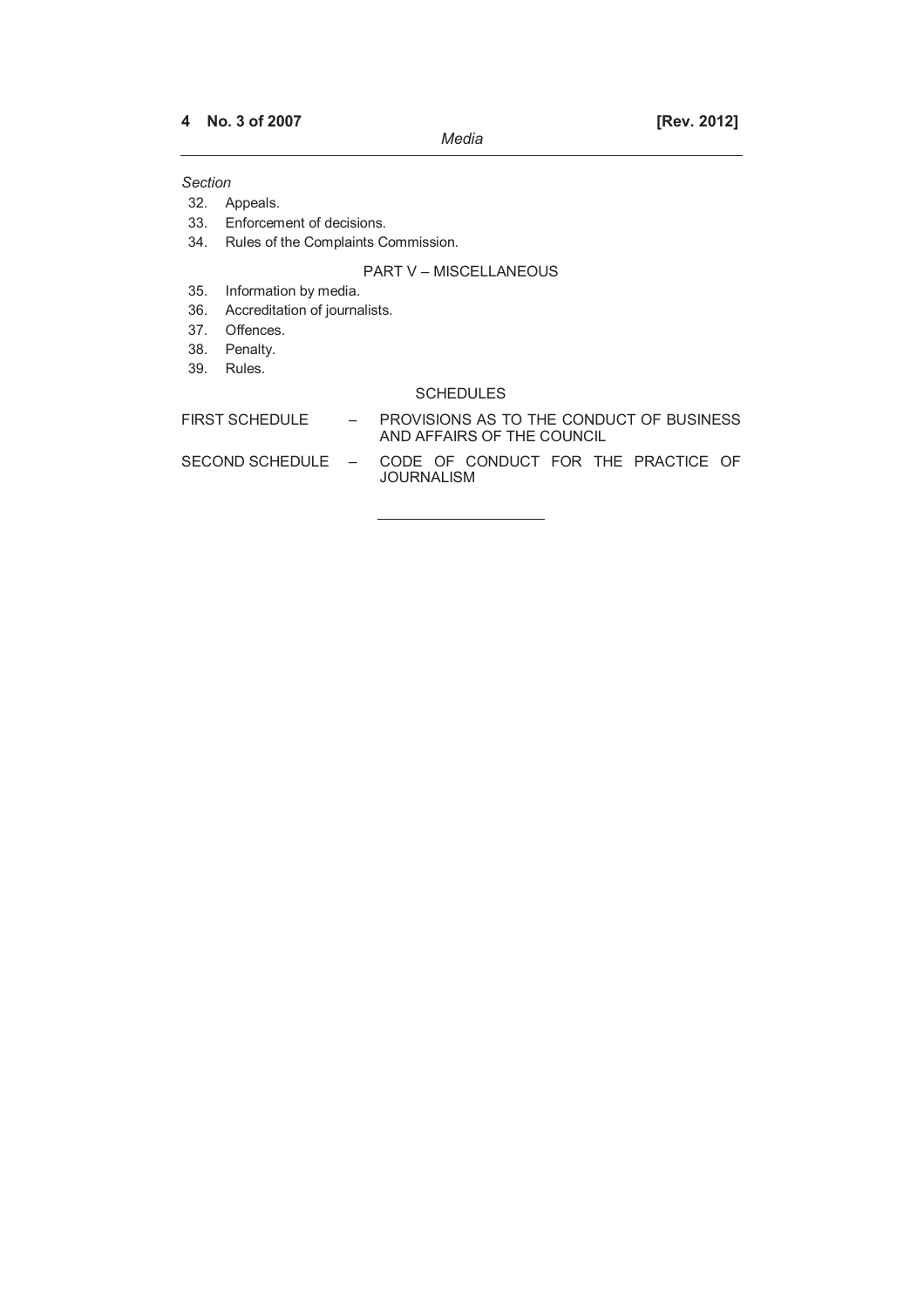*Section*

32. Appeals.
33. Enforcement of decisions.
34. Rules of the Complaints Commission.

PART V – MISCELLANEOUS

35. Information by media.
36. Accreditation of journalists.
37. Offences.
38. Penalty.
39. Rules.

SCHEDULES

FIRST SCHEDULE – PROVISIONS AS TO THE CONDUCT OF BUSINESS AND AFFAIRS OF THE COUNCIL

SECOND SCHEDULE – CODE OF CONDUCT FOR THE PRACTICE OF JOURNALISM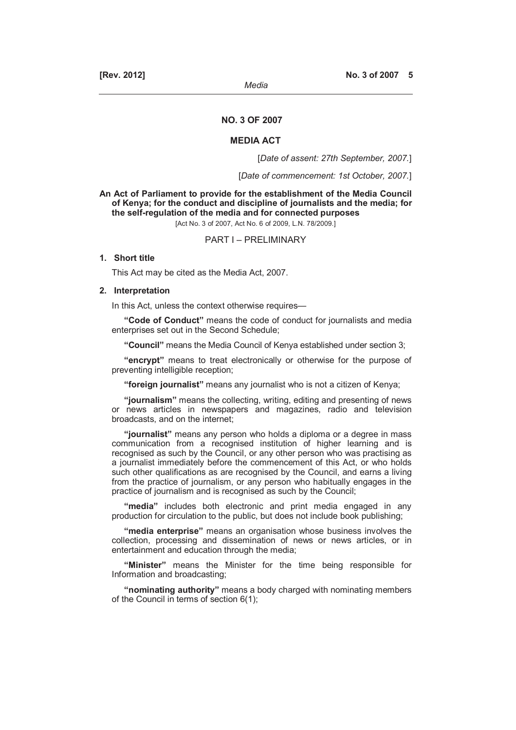# NO. 3 OF 2007

# MEDIA ACT

[*Date of assent: 27th September, 2007.*]

[*Date of commencement: 1st October, 2007.*]

**An Act of Parliament to provide for the establishment of the Media Council of Kenya; for the conduct and discipline of journalists and the media; for the self-regulation of the media and for connected purposes**

[Act No. 3 of 2007, Act No. 6 of 2009, L.N. 78/2009.]

## PART I – PRELIMINARY

### 1. Short title

This Act may be cited as the Media Act, 2007.

### 2. Interpretation

In this Act, unless the context otherwise requires—

**"Code of Conduct"** means the code of conduct for journalists and media enterprises set out in the Second Schedule;

**"Council"** means the Media Council of Kenya established under section 3;

**"encrypt"** means to treat electronically or otherwise for the purpose of preventing intelligible reception;

**"foreign journalist"** means any journalist who is not a citizen of Kenya;

**"journalism"** means the collecting, writing, editing and presenting of news or news articles in newspapers and magazines, radio and television broadcasts, and on the internet;

**"journalist"** means any person who holds a diploma or a degree in mass communication from a recognised institution of higher learning and is recognised as such by the Council, or any other person who was practising as a journalist immediately before the commencement of this Act, or who holds such other qualifications as are recognised by the Council, and earns a living from the practice of journalism, or any person who habitually engages in the practice of journalism and is recognised as such by the Council;

**"media"** includes both electronic and print media engaged in any production for circulation to the public, but does not include book publishing;

**"media enterprise"** means an organisation whose business involves the collection, processing and dissemination of news or news articles, or in entertainment and education through the media;

**"Minister"** means the Minister for the time being responsible for Information and broadcasting;

**"nominating authority"** means a body charged with nominating members of the Council in terms of section 6(1);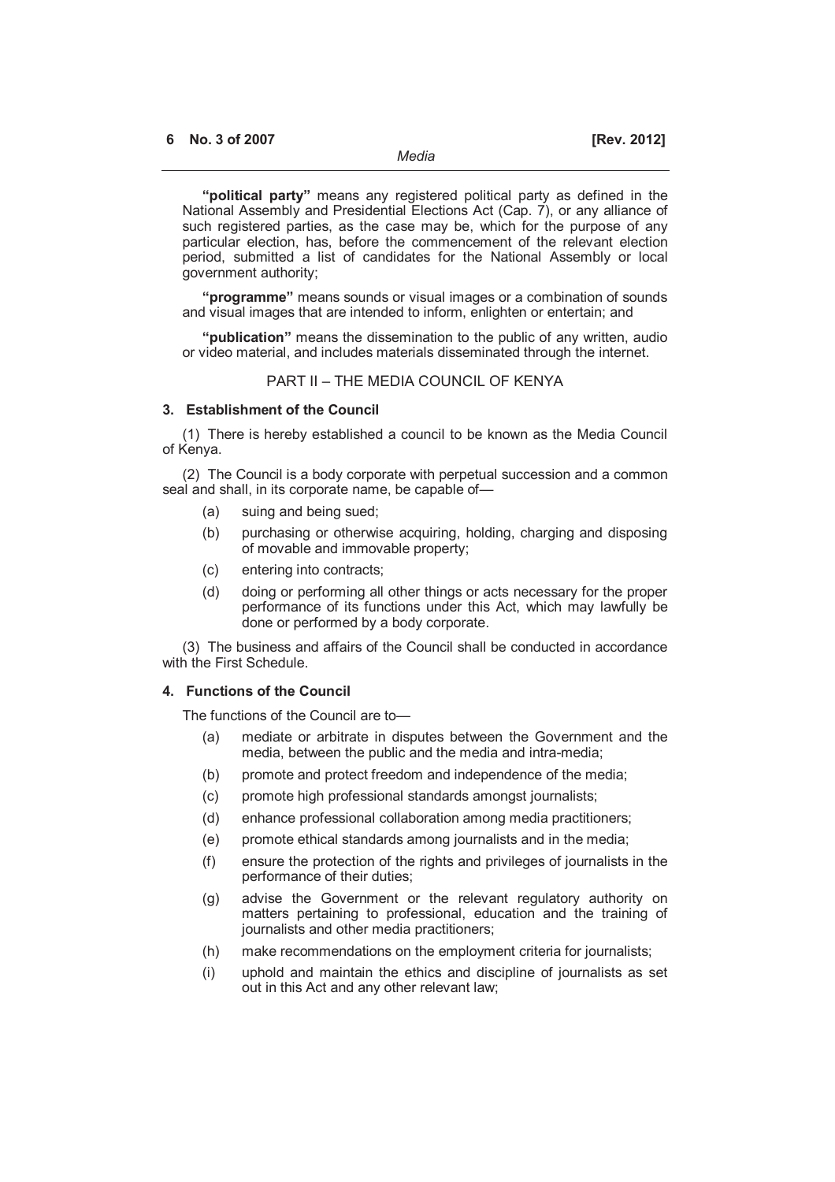**"political party"** means any registered political party as defined in the National Assembly and Presidential Elections Act (Cap. 7), or any alliance of such registered parties, as the case may be, which for the purpose of any particular election, has, before the commencement of the relevant election period, submitted a list of candidates for the National Assembly or local government authority;

**"programme"** means sounds or visual images or a combination of sounds and visual images that are intended to inform, enlighten or entertain; and

**"publication"** means the dissemination to the public of any written, audio or video material, and includes materials disseminated through the internet.

## PART II – THE MEDIA COUNCIL OF KENYA

### 3. Establishment of the Council

(1) There is hereby established a council to be known as the Media Council of Kenya.

(2) The Council is a body corporate with perpetual succession and a common seal and shall, in its corporate name, be capable of—

- (a) suing and being sued;
- (b) purchasing or otherwise acquiring, holding, charging and disposing of movable and immovable property;
- (c) entering into contracts;
- (d) doing or performing all other things or acts necessary for the proper performance of its functions under this Act, which may lawfully be done or performed by a body corporate.

(3) The business and affairs of the Council shall be conducted in accordance with the First Schedule.

### 4. Functions of the Council

The functions of the Council are to—

- (a) mediate or arbitrate in disputes between the Government and the media, between the public and the media and intra-media;
- (b) promote and protect freedom and independence of the media;
- (c) promote high professional standards amongst journalists;
- (d) enhance professional collaboration among media practitioners;
- (e) promote ethical standards among journalists and in the media;
- (f) ensure the protection of the rights and privileges of journalists in the performance of their duties;
- (g) advise the Government or the relevant regulatory authority on matters pertaining to professional, education and the training of journalists and other media practitioners;
- (h) make recommendations on the employment criteria for journalists;
- (i) uphold and maintain the ethics and discipline of journalists as set out in this Act and any other relevant law;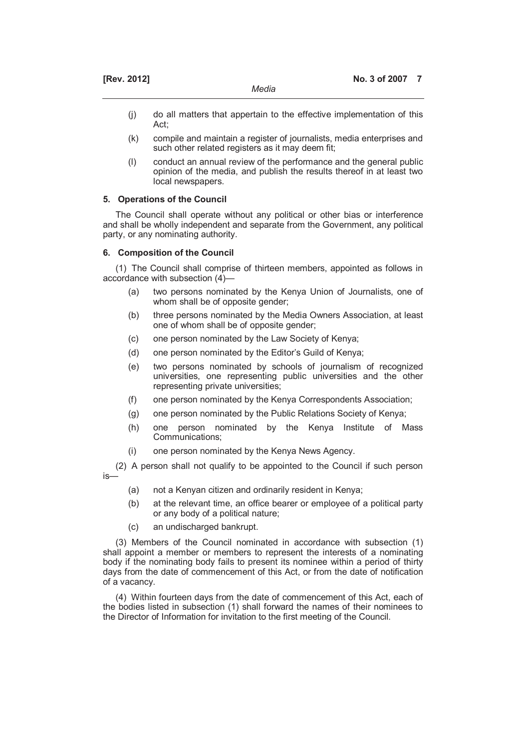(j) do all matters that appertain to the effective implementation of this Act;

(k) compile and maintain a register of journalists, media enterprises and such other related registers as it may deem fit;

(l) conduct an annual review of the performance and the general public opinion of the media, and publish the results thereof in at least two local newspapers.

**5. Operations of the Council**

The Council shall operate without any political or other bias or interference and shall be wholly independent and separate from the Government, any political party, or any nominating authority.

**6. Composition of the Council**

(1) The Council shall comprise of thirteen members, appointed as follows in accordance with subsection (4)—

(a) two persons nominated by the Kenya Union of Journalists, one of whom shall be of opposite gender;

(b) three persons nominated by the Media Owners Association, at least one of whom shall be of opposite gender;

(c) one person nominated by the Law Society of Kenya;

(d) one person nominated by the Editor's Guild of Kenya;

(e) two persons nominated by schools of journalism of recognized universities, one representing public universities and the other representing private universities;

(f) one person nominated by the Kenya Correspondents Association;

(g) one person nominated by the Public Relations Society of Kenya;

(h) one person nominated by the Kenya Institute of Mass Communications;

(i) one person nominated by the Kenya News Agency.

(2) A person shall not qualify to be appointed to the Council if such person is—

(a) not a Kenyan citizen and ordinarily resident in Kenya;

(b) at the relevant time, an office bearer or employee of a political party or any body of a political nature;

(c) an undischarged bankrupt.

(3) Members of the Council nominated in accordance with subsection (1) shall appoint a member or members to represent the interests of a nominating body if the nominating body fails to present its nominee within a period of thirty days from the date of commencement of this Act, or from the date of notification of a vacancy.

(4) Within fourteen days from the date of commencement of this Act, each of the bodies listed in subsection (1) shall forward the names of their nominees to the Director of Information for invitation to the first meeting of the Council.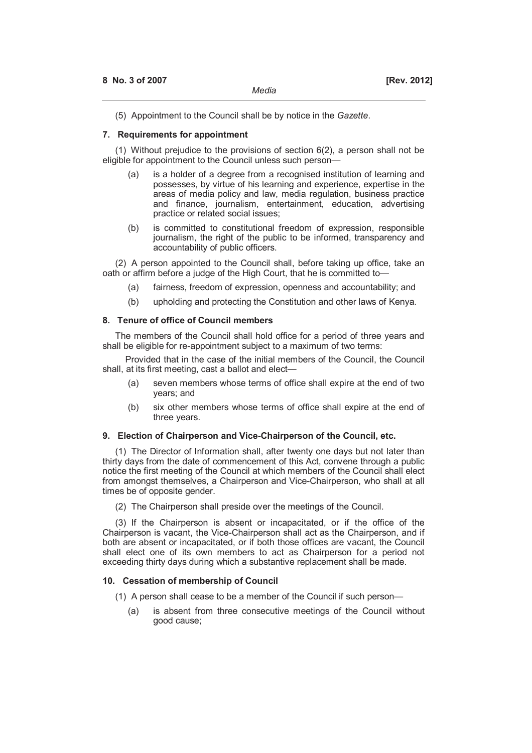(5) Appointment to the Council shall be by notice in the *Gazette*.

### 7. Requirements for appointment

(1) Without prejudice to the provisions of section 6(2), a person shall not be eligible for appointment to the Council unless such person—

(a) is a holder of a degree from a recognised institution of learning and possesses, by virtue of his learning and experience, expertise in the areas of media policy and law, media regulation, business practice and finance, journalism, entertainment, education, advertising practice or related social issues;

(b) is committed to constitutional freedom of expression, responsible journalism, the right of the public to be informed, transparency and accountability of public officers.

(2) A person appointed to the Council shall, before taking up office, take an oath or affirm before a judge of the High Court, that he is committed to—

(a) fairness, freedom of expression, openness and accountability; and

(b) upholding and protecting the Constitution and other laws of Kenya.

### 8. Tenure of office of Council members

The members of the Council shall hold office for a period of three years and shall be eligible for re-appointment subject to a maximum of two terms:

Provided that in the case of the initial members of the Council, the Council shall, at its first meeting, cast a ballot and elect—

(a) seven members whose terms of office shall expire at the end of two years; and

(b) six other members whose terms of office shall expire at the end of three years.

### 9. Election of Chairperson and Vice-Chairperson of the Council, etc.

(1) The Director of Information shall, after twenty one days but not later than thirty days from the date of commencement of this Act, convene through a public notice the first meeting of the Council at which members of the Council shall elect from amongst themselves, a Chairperson and Vice-Chairperson, who shall at all times be of opposite gender.

(2) The Chairperson shall preside over the meetings of the Council.

(3) If the Chairperson is absent or incapacitated, or if the office of the Chairperson is vacant, the Vice-Chairperson shall act as the Chairperson, and if both are absent or incapacitated, or if both those offices are vacant, the Council shall elect one of its own members to act as Chairperson for a period not exceeding thirty days during which a substantive replacement shall be made.

### 10. Cessation of membership of Council

(1) A person shall cease to be a member of the Council if such person—

(a) is absent from three consecutive meetings of the Council without good cause;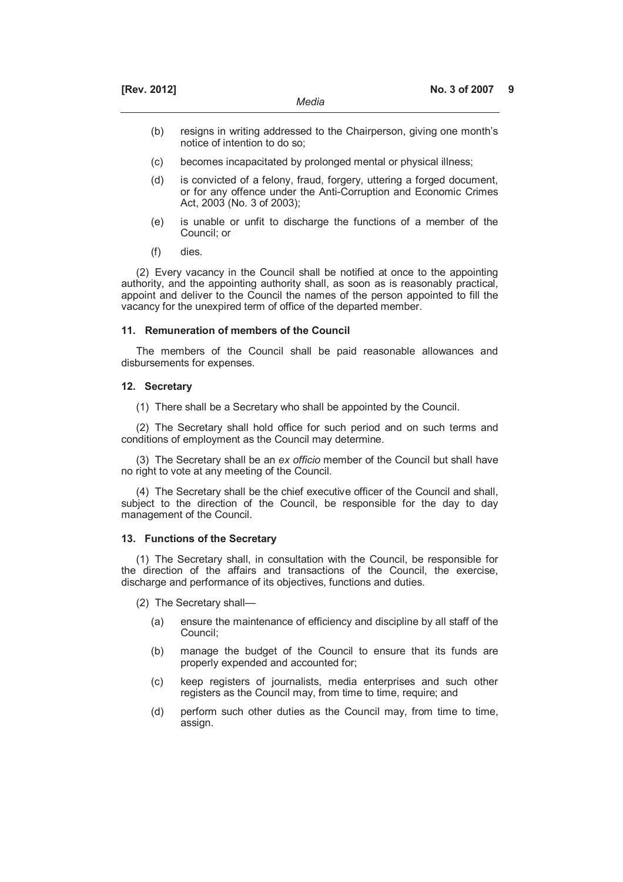(b) resigns in writing addressed to the Chairperson, giving one month's notice of intention to do so;

(c) becomes incapacitated by prolonged mental or physical illness;

(d) is convicted of a felony, fraud, forgery, uttering a forged document, or for any offence under the Anti-Corruption and Economic Crimes Act, 2003 (No. 3 of 2003);

(e) is unable or unfit to discharge the functions of a member of the Council; or

(f) dies.

(2) Every vacancy in the Council shall be notified at once to the appointing authority, and the appointing authority shall, as soon as is reasonably practical, appoint and deliver to the Council the names of the person appointed to fill the vacancy for the unexpired term of office of the departed member.

### 11. Remuneration of members of the Council

The members of the Council shall be paid reasonable allowances and disbursements for expenses.

### 12. Secretary

(1) There shall be a Secretary who shall be appointed by the Council.

(2) The Secretary shall hold office for such period and on such terms and conditions of employment as the Council may determine.

(3) The Secretary shall be an *ex officio* member of the Council but shall have no right to vote at any meeting of the Council.

(4) The Secretary shall be the chief executive officer of the Council and shall, subject to the direction of the Council, be responsible for the day to day management of the Council.

### 13. Functions of the Secretary

(1) The Secretary shall, in consultation with the Council, be responsible for the direction of the affairs and transactions of the Council, the exercise, discharge and performance of its objectives, functions and duties.

(2) The Secretary shall—

(a) ensure the maintenance of efficiency and discipline by all staff of the Council;

(b) manage the budget of the Council to ensure that its funds are properly expended and accounted for;

(c) keep registers of journalists, media enterprises and such other registers as the Council may, from time to time, require; and

(d) perform such other duties as the Council may, from time to time, assign.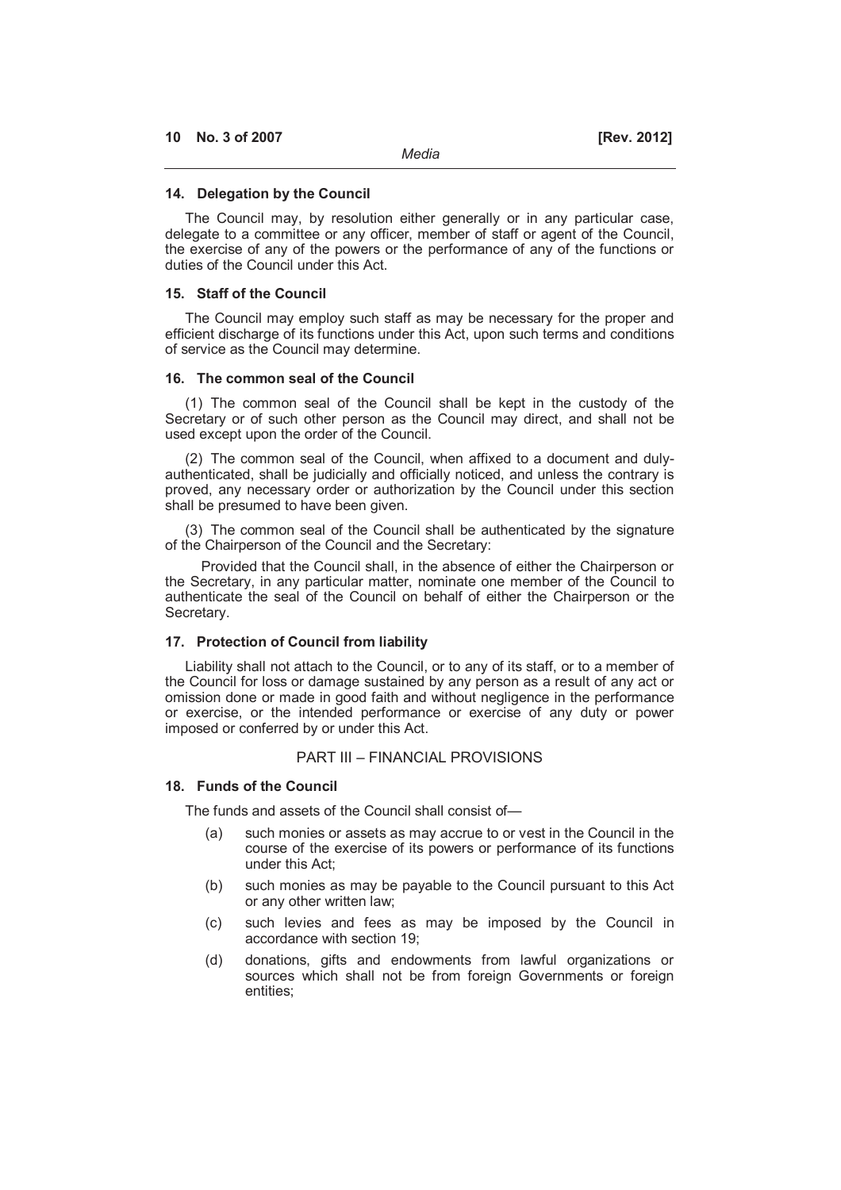#### 14. Delegation by the Council

The Council may, by resolution either generally or in any particular case, delegate to a committee or any officer, member of staff or agent of the Council, the exercise of any of the powers or the performance of any of the functions or duties of the Council under this Act.

#### 15. Staff of the Council

The Council may employ such staff as may be necessary for the proper and efficient discharge of its functions under this Act, upon such terms and conditions of service as the Council may determine.

#### 16. The common seal of the Council

(1) The common seal of the Council shall be kept in the custody of the Secretary or of such other person as the Council may direct, and shall not be used except upon the order of the Council.

(2) The common seal of the Council, when affixed to a document and duly-authenticated, shall be judicially and officially noticed, and unless the contrary is proved, any necessary order or authorization by the Council under this section shall be presumed to have been given.

(3) The common seal of the Council shall be authenticated by the signature of the Chairperson of the Council and the Secretary:

Provided that the Council shall, in the absence of either the Chairperson or the Secretary, in any particular matter, nominate one member of the Council to authenticate the seal of the Council on behalf of either the Chairperson or the Secretary.

#### 17. Protection of Council from liability

Liability shall not attach to the Council, or to any of its staff, or to a member of the Council for loss or damage sustained by any person as a result of any act or omission done or made in good faith and without negligence in the performance or exercise, or the intended performance or exercise of any duty or power imposed or conferred by or under this Act.

### PART III – FINANCIAL PROVISIONS

#### 18. Funds of the Council

The funds and assets of the Council shall consist of—

(a) such monies or assets as may accrue to or vest in the Council in the course of the exercise of its powers or performance of its functions under this Act;

(b) such monies as may be payable to the Council pursuant to this Act or any other written law;

(c) such levies and fees as may be imposed by the Council in accordance with section 19;

(d) donations, gifts and endowments from lawful organizations or sources which shall not be from foreign Governments or foreign entities;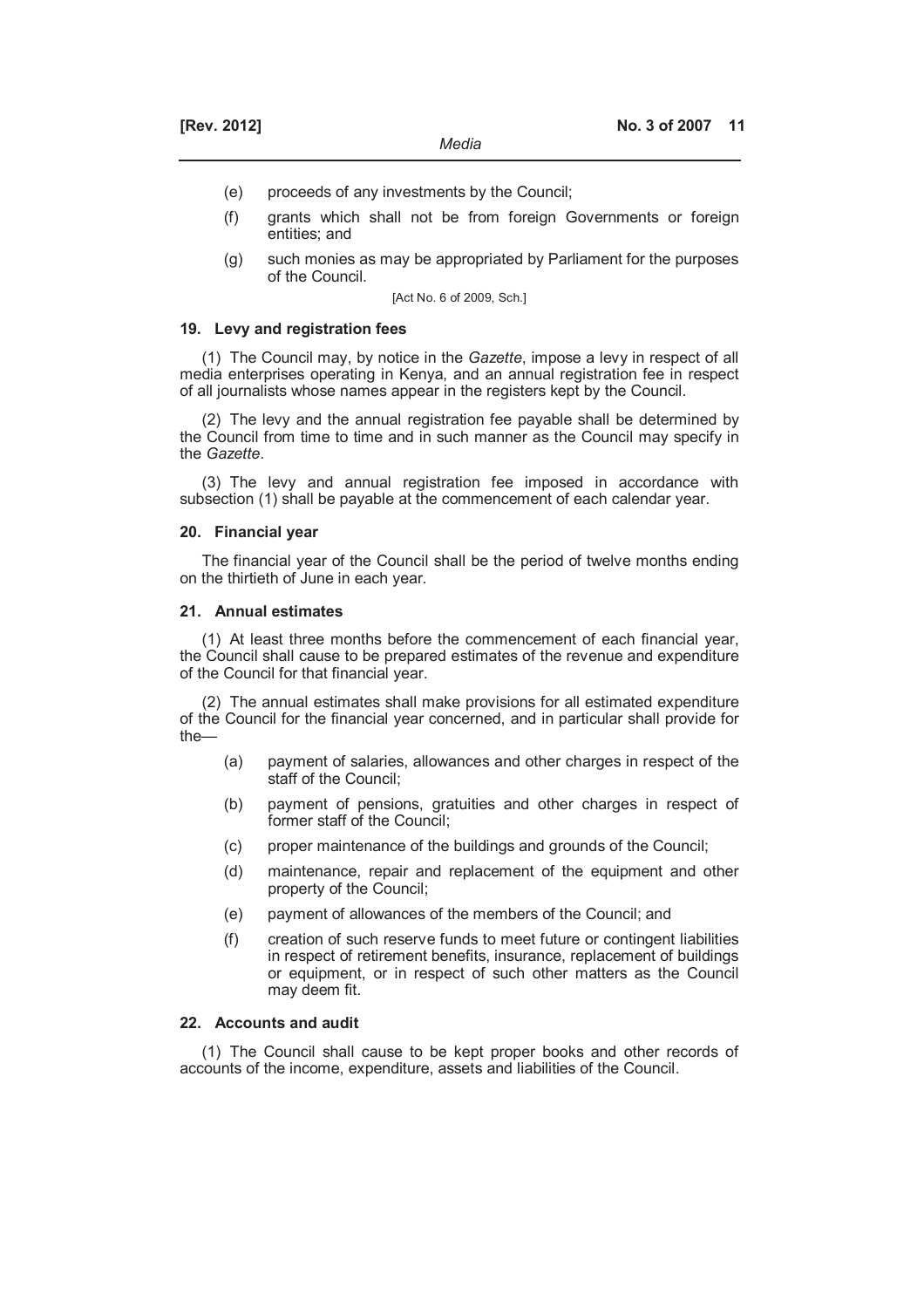(e) proceeds of any investments by the Council;

(f) grants which shall not be from foreign Governments or foreign entities; and

(g) such monies as may be appropriated by Parliament for the purposes of the Council.

[Act No. 6 of 2009, Sch.]

### 19. Levy and registration fees

(1) The Council may, by notice in the *Gazette*, impose a levy in respect of all media enterprises operating in Kenya, and an annual registration fee in respect of all journalists whose names appear in the registers kept by the Council.

(2) The levy and the annual registration fee payable shall be determined by the Council from time to time and in such manner as the Council may specify in the *Gazette*.

(3) The levy and annual registration fee imposed in accordance with subsection (1) shall be payable at the commencement of each calendar year.

### 20. Financial year

The financial year of the Council shall be the period of twelve months ending on the thirtieth of June in each year.

### 21. Annual estimates

(1) At least three months before the commencement of each financial year, the Council shall cause to be prepared estimates of the revenue and expenditure of the Council for that financial year.

(2) The annual estimates shall make provisions for all estimated expenditure of the Council for the financial year concerned, and in particular shall provide for the—

(a) payment of salaries, allowances and other charges in respect of the staff of the Council;

(b) payment of pensions, gratuities and other charges in respect of former staff of the Council;

(c) proper maintenance of the buildings and grounds of the Council;

(d) maintenance, repair and replacement of the equipment and other property of the Council;

(e) payment of allowances of the members of the Council; and

(f) creation of such reserve funds to meet future or contingent liabilities in respect of retirement benefits, insurance, replacement of buildings or equipment, or in respect of such other matters as the Council may deem fit.

### 22. Accounts and audit

(1) The Council shall cause to be kept proper books and other records of accounts of the income, expenditure, assets and liabilities of the Council.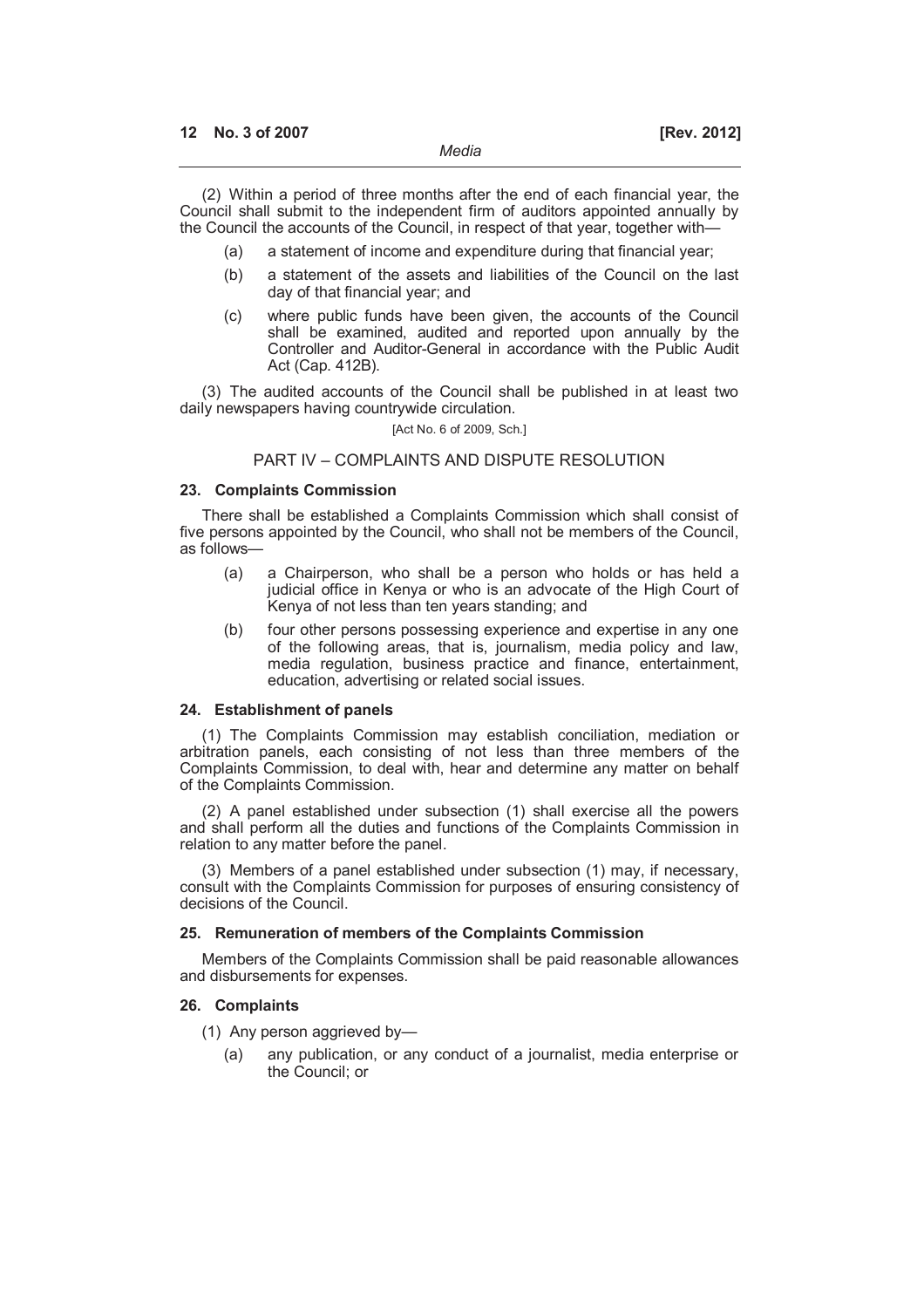(2) Within a period of three months after the end of each financial year, the Council shall submit to the independent firm of auditors appointed annually by the Council the accounts of the Council, in respect of that year, together with—

- (a) a statement of income and expenditure during that financial year;
- (b) a statement of the assets and liabilities of the Council on the last day of that financial year; and
- (c) where public funds have been given, the accounts of the Council shall be examined, audited and reported upon annually by the Controller and Auditor-General in accordance with the Public Audit Act (Cap. 412B).

(3) The audited accounts of the Council shall be published in at least two daily newspapers having countrywide circulation.

[Act No. 6 of 2009, Sch.]

## PART IV – COMPLAINTS AND DISPUTE RESOLUTION

### 23. Complaints Commission

There shall be established a Complaints Commission which shall consist of five persons appointed by the Council, who shall not be members of the Council, as follows—

- (a) a Chairperson, who shall be a person who holds or has held a judicial office in Kenya or who is an advocate of the High Court of Kenya of not less than ten years standing; and
- (b) four other persons possessing experience and expertise in any one of the following areas, that is, journalism, media policy and law, media regulation, business practice and finance, entertainment, education, advertising or related social issues.

### 24. Establishment of panels

(1) The Complaints Commission may establish conciliation, mediation or arbitration panels, each consisting of not less than three members of the Complaints Commission, to deal with, hear and determine any matter on behalf of the Complaints Commission.

(2) A panel established under subsection (1) shall exercise all the powers and shall perform all the duties and functions of the Complaints Commission in relation to any matter before the panel.

(3) Members of a panel established under subsection (1) may, if necessary, consult with the Complaints Commission for purposes of ensuring consistency of decisions of the Council.

### 25. Remuneration of members of the Complaints Commission

Members of the Complaints Commission shall be paid reasonable allowances and disbursements for expenses.

### 26. Complaints

(1) Any person aggrieved by—

- (a) any publication, or any conduct of a journalist, media enterprise or the Council; or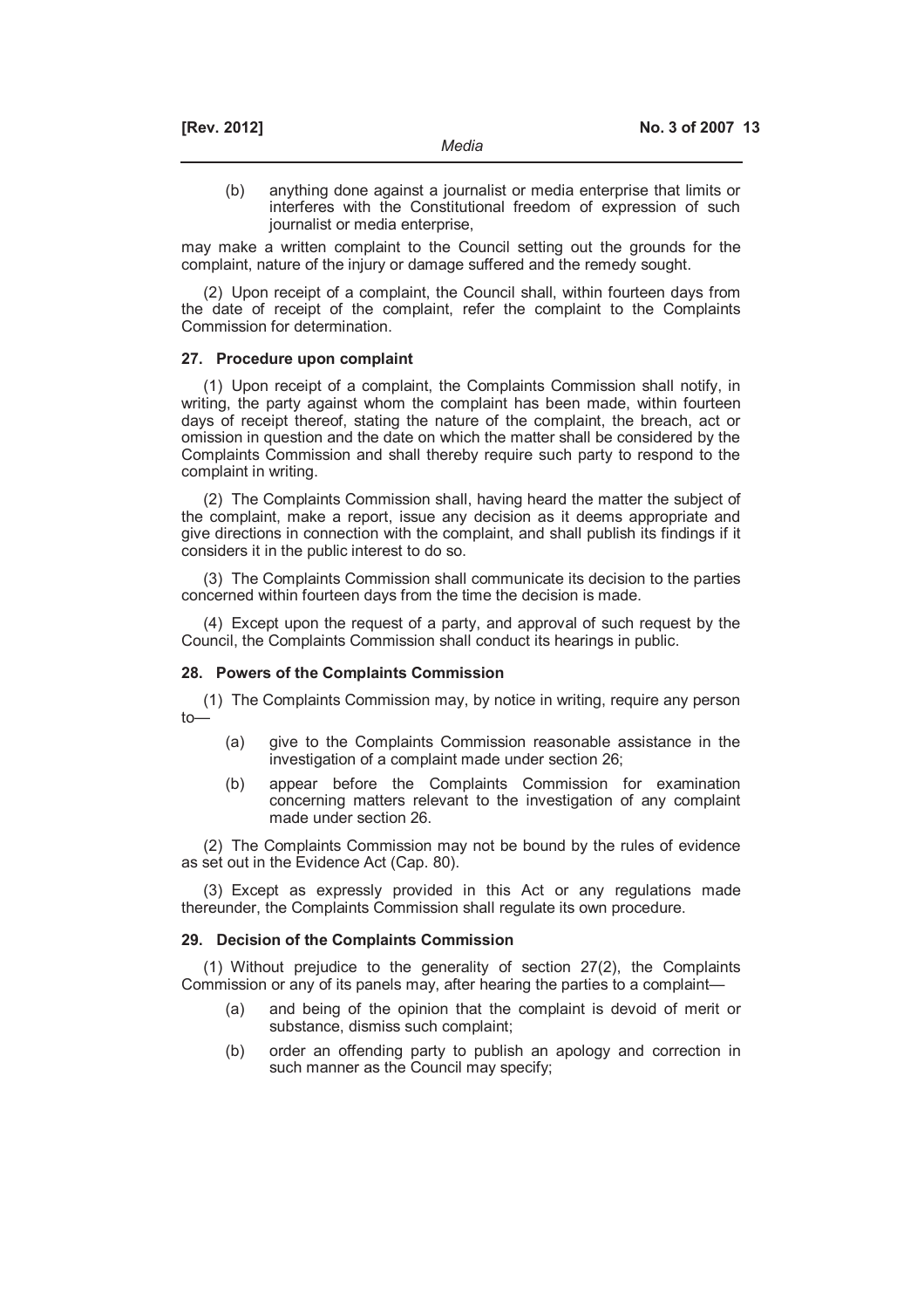(b) anything done against a journalist or media enterprise that limits or interferes with the Constitutional freedom of expression of such journalist or media enterprise,

may make a written complaint to the Council setting out the grounds for the complaint, nature of the injury or damage suffered and the remedy sought.

(2) Upon receipt of a complaint, the Council shall, within fourteen days from the date of receipt of the complaint, refer the complaint to the Complaints Commission for determination.

#### 27. Procedure upon complaint

(1) Upon receipt of a complaint, the Complaints Commission shall notify, in writing, the party against whom the complaint has been made, within fourteen days of receipt thereof, stating the nature of the complaint, the breach, act or omission in question and the date on which the matter shall be considered by the Complaints Commission and shall thereby require such party to respond to the complaint in writing.

(2) The Complaints Commission shall, having heard the matter the subject of the complaint, make a report, issue any decision as it deems appropriate and give directions in connection with the complaint, and shall publish its findings if it considers it in the public interest to do so.

(3) The Complaints Commission shall communicate its decision to the parties concerned within fourteen days from the time the decision is made.

(4) Except upon the request of a party, and approval of such request by the Council, the Complaints Commission shall conduct its hearings in public.

#### 28. Powers of the Complaints Commission

(1) The Complaints Commission may, by notice in writing, require any person to—

(a) give to the Complaints Commission reasonable assistance in the investigation of a complaint made under section 26;

(b) appear before the Complaints Commission for examination concerning matters relevant to the investigation of any complaint made under section 26.

(2) The Complaints Commission may not be bound by the rules of evidence as set out in the Evidence Act (Cap. 80).

(3) Except as expressly provided in this Act or any regulations made thereunder, the Complaints Commission shall regulate its own procedure.

#### 29. Decision of the Complaints Commission

(1) Without prejudice to the generality of section 27(2), the Complaints Commission or any of its panels may, after hearing the parties to a complaint—

(a) and being of the opinion that the complaint is devoid of merit or substance, dismiss such complaint;

(b) order an offending party to publish an apology and correction in such manner as the Council may specify;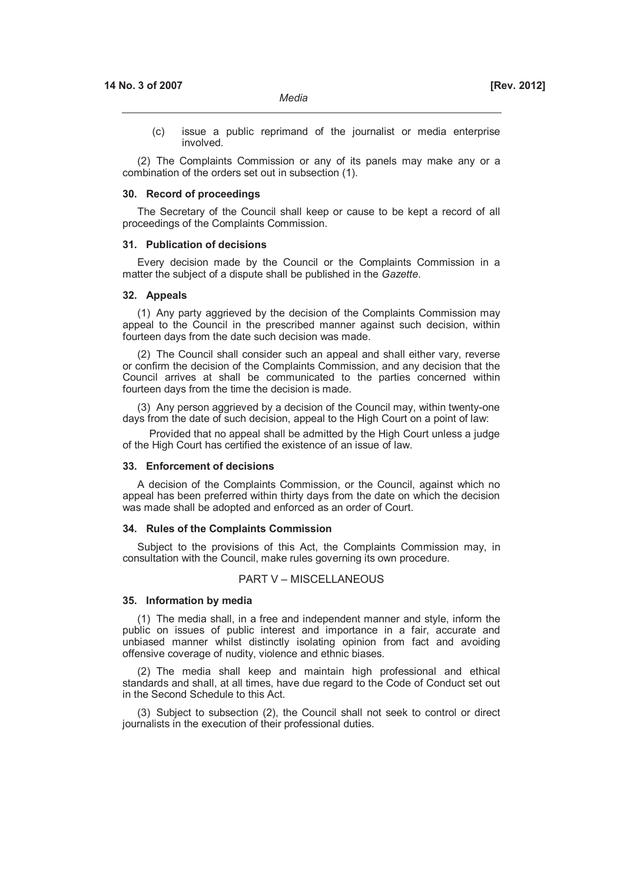(c) issue a public reprimand of the journalist or media enterprise involved.

(2) The Complaints Commission or any of its panels may make any or a combination of the orders set out in subsection (1).

#### 30. Record of proceedings

The Secretary of the Council shall keep or cause to be kept a record of all proceedings of the Complaints Commission.

#### 31. Publication of decisions

Every decision made by the Council or the Complaints Commission in a matter the subject of a dispute shall be published in the *Gazette*.

#### 32. Appeals

(1) Any party aggrieved by the decision of the Complaints Commission may appeal to the Council in the prescribed manner against such decision, within fourteen days from the date such decision was made.

(2) The Council shall consider such an appeal and shall either vary, reverse or confirm the decision of the Complaints Commission, and any decision that the Council arrives at shall be communicated to the parties concerned within fourteen days from the time the decision is made.

(3) Any person aggrieved by a decision of the Council may, within twenty-one days from the date of such decision, appeal to the High Court on a point of law:

Provided that no appeal shall be admitted by the High Court unless a judge of the High Court has certified the existence of an issue of law.

#### 33. Enforcement of decisions

A decision of the Complaints Commission, or the Council, against which no appeal has been preferred within thirty days from the date on which the decision was made shall be adopted and enforced as an order of Court.

#### 34. Rules of the Complaints Commission

Subject to the provisions of this Act, the Complaints Commission may, in consultation with the Council, make rules governing its own procedure.

### PART V – MISCELLANEOUS

#### 35. Information by media

(1) The media shall, in a free and independent manner and style, inform the public on issues of public interest and importance in a fair, accurate and unbiased manner whilst distinctly isolating opinion from fact and avoiding offensive coverage of nudity, violence and ethnic biases.

(2) The media shall keep and maintain high professional and ethical standards and shall, at all times, have due regard to the Code of Conduct set out in the Second Schedule to this Act.

(3) Subject to subsection (2), the Council shall not seek to control or direct journalists in the execution of their professional duties.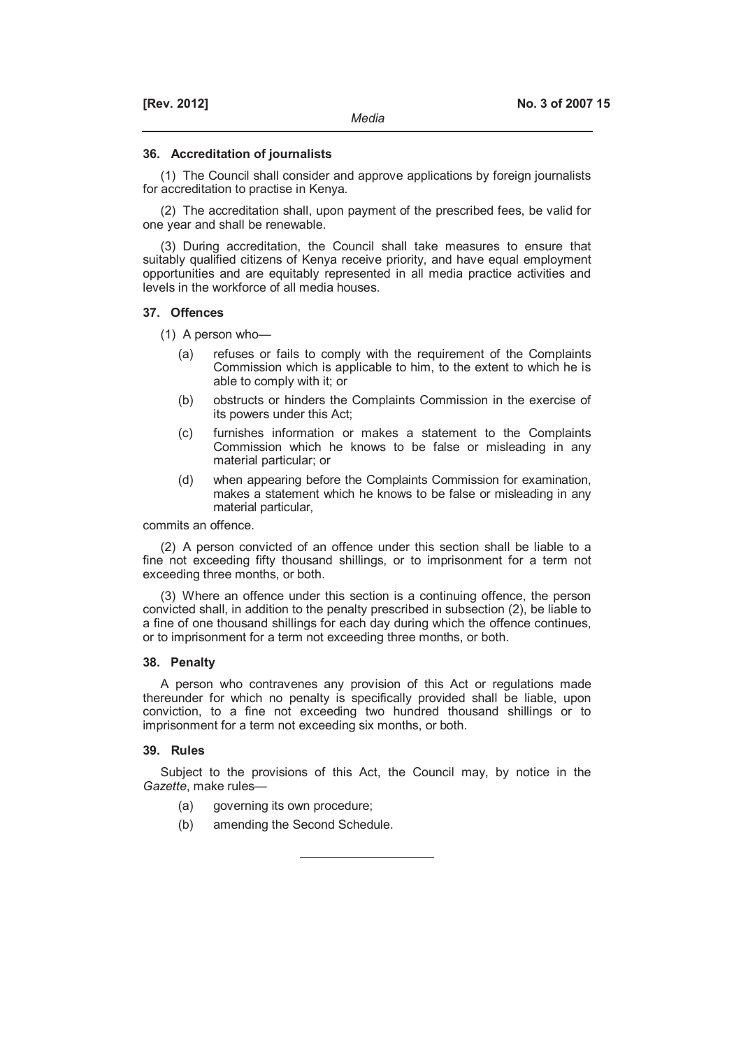### 36. Accreditation of journalists

(1) The Council shall consider and approve applications by foreign journalists for accreditation to practise in Kenya.

(2) The accreditation shall, upon payment of the prescribed fees, be valid for one year and shall be renewable.

(3) During accreditation, the Council shall take measures to ensure that suitably qualified citizens of Kenya receive priority, and have equal employment opportunities and are equitably represented in all media practice activities and levels in the workforce of all media houses.

### 37. Offences

(1) A person who—

- (a) refuses or fails to comply with the requirement of the Complaints Commission which is applicable to him, to the extent to which he is able to comply with it; or
- (b) obstructs or hinders the Complaints Commission in the exercise of its powers under this Act;
- (c) furnishes information or makes a statement to the Complaints Commission which he knows to be false or misleading in any material particular; or
- (d) when appearing before the Complaints Commission for examination, makes a statement which he knows to be false or misleading in any material particular,

commits an offence.

(2) A person convicted of an offence under this section shall be liable to a fine not exceeding fifty thousand shillings, or to imprisonment for a term not exceeding three months, or both.

(3) Where an offence under this section is a continuing offence, the person convicted shall, in addition to the penalty prescribed in subsection (2), be liable to a fine of one thousand shillings for each day during which the offence continues, or to imprisonment for a term not exceeding three months, or both.

### 38. Penalty

A person who contravenes any provision of this Act or regulations made thereunder for which no penalty is specifically provided shall be liable, upon conviction, to a fine not exceeding two hundred thousand shillings or to imprisonment for a term not exceeding six months, or both.

### 39. Rules

Subject to the provisions of this Act, the Council may, by notice in the *Gazette*, make rules—

- (a) governing its own procedure;
- (b) amending the Second Schedule.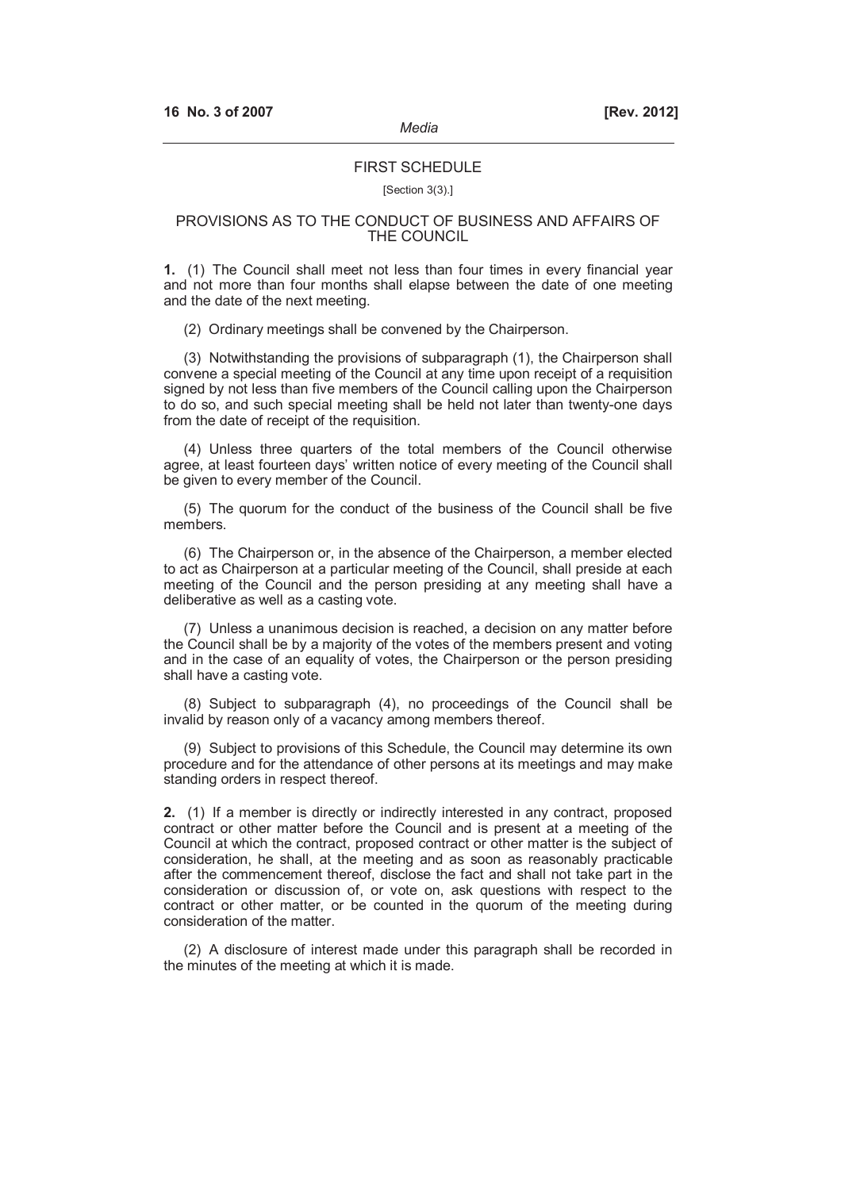## FIRST SCHEDULE

[Section 3(3).]

## PROVISIONS AS TO THE CONDUCT OF BUSINESS AND AFFAIRS OF THE COUNCIL

**1.** (1) The Council shall meet not less than four times in every financial year and not more than four months shall elapse between the date of one meeting and the date of the next meeting.

(2) Ordinary meetings shall be convened by the Chairperson.

(3) Notwithstanding the provisions of subparagraph (1), the Chairperson shall convene a special meeting of the Council at any time upon receipt of a requisition signed by not less than five members of the Council calling upon the Chairperson to do so, and such special meeting shall be held not later than twenty-one days from the date of receipt of the requisition.

(4) Unless three quarters of the total members of the Council otherwise agree, at least fourteen days' written notice of every meeting of the Council shall be given to every member of the Council.

(5) The quorum for the conduct of the business of the Council shall be five members.

(6) The Chairperson or, in the absence of the Chairperson, a member elected to act as Chairperson at a particular meeting of the Council, shall preside at each meeting of the Council and the person presiding at any meeting shall have a deliberative as well as a casting vote.

(7) Unless a unanimous decision is reached, a decision on any matter before the Council shall be by a majority of the votes of the members present and voting and in the case of an equality of votes, the Chairperson or the person presiding shall have a casting vote.

(8) Subject to subparagraph (4), no proceedings of the Council shall be invalid by reason only of a vacancy among members thereof.

(9) Subject to provisions of this Schedule, the Council may determine its own procedure and for the attendance of other persons at its meetings and may make standing orders in respect thereof.

**2.** (1) If a member is directly or indirectly interested in any contract, proposed contract or other matter before the Council and is present at a meeting of the Council at which the contract, proposed contract or other matter is the subject of consideration, he shall, at the meeting and as soon as reasonably practicable after the commencement thereof, disclose the fact and shall not take part in the consideration or discussion of, or vote on, ask questions with respect to the contract or other matter, or be counted in the quorum of the meeting during consideration of the matter.

(2) A disclosure of interest made under this paragraph shall be recorded in the minutes of the meeting at which it is made.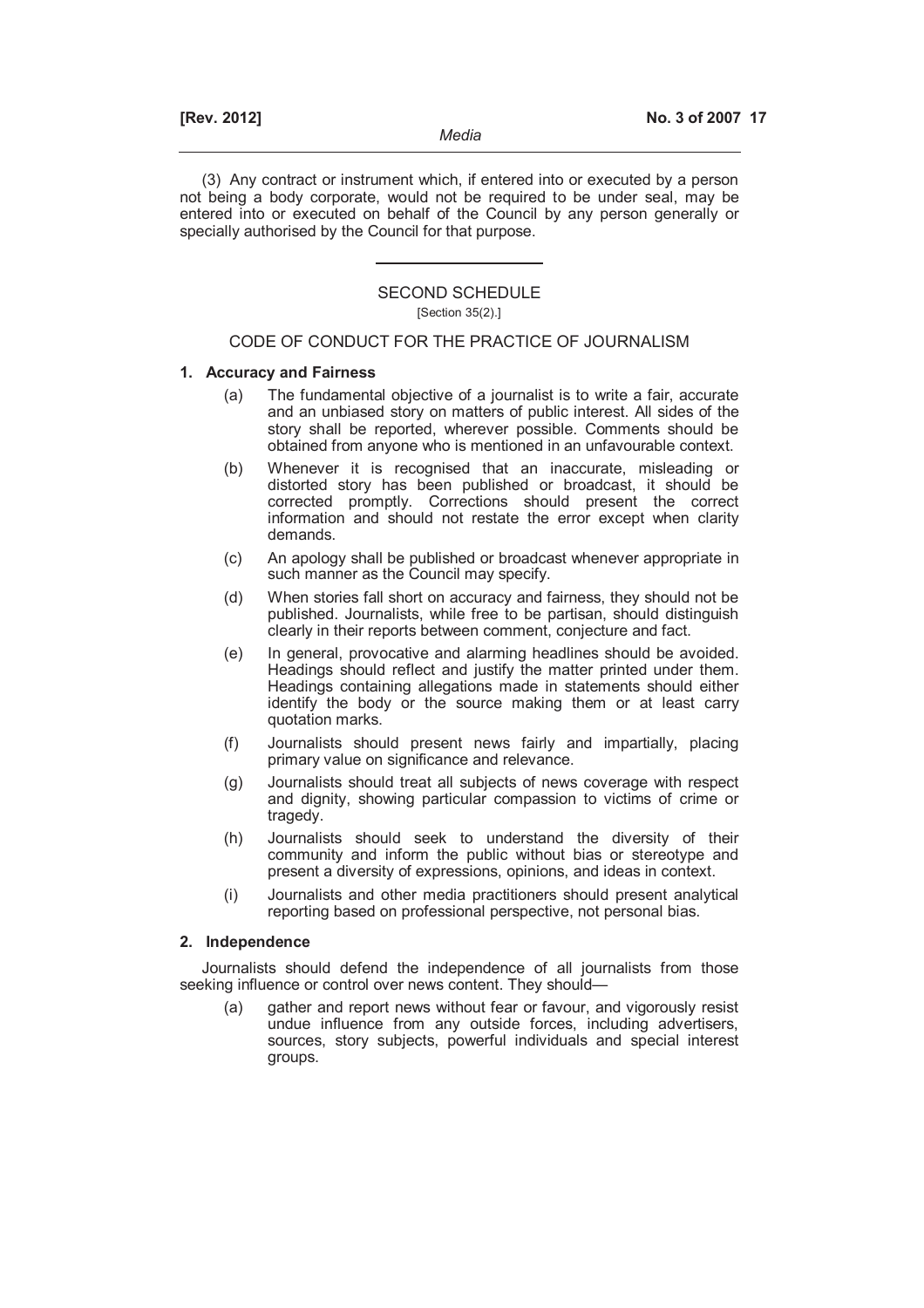(3) Any contract or instrument which, if entered into or executed by a person not being a body corporate, would not be required to be under seal, may be entered into or executed on behalf of the Council by any person generally or specially authorised by the Council for that purpose.

---

## SECOND SCHEDULE

[Section 35(2).]

## CODE OF CONDUCT FOR THE PRACTICE OF JOURNALISM

### 1. Accuracy and Fairness

(a) The fundamental objective of a journalist is to write a fair, accurate and an unbiased story on matters of public interest. All sides of the story shall be reported, wherever possible. Comments should be obtained from anyone who is mentioned in an unfavourable context.

(b) Whenever it is recognised that an inaccurate, misleading or distorted story has been published or broadcast, it should be corrected promptly. Corrections should present the correct information and should not restate the error except when clarity demands.

(c) An apology shall be published or broadcast whenever appropriate in such manner as the Council may specify.

(d) When stories fall short on accuracy and fairness, they should not be published. Journalists, while free to be partisan, should distinguish clearly in their reports between comment, conjecture and fact.

(e) In general, provocative and alarming headlines should be avoided. Headings should reflect and justify the matter printed under them. Headings containing allegations made in statements should either identify the body or the source making them or at least carry quotation marks.

(f) Journalists should present news fairly and impartially, placing primary value on significance and relevance.

(g) Journalists should treat all subjects of news coverage with respect and dignity, showing particular compassion to victims of crime or tragedy.

(h) Journalists should seek to understand the diversity of their community and inform the public without bias or stereotype and present a diversity of expressions, opinions, and ideas in context.

(i) Journalists and other media practitioners should present analytical reporting based on professional perspective, not personal bias.

### 2. Independence

Journalists should defend the independence of all journalists from those seeking influence or control over news content. They should—

(a) gather and report news without fear or favour, and vigorously resist undue influence from any outside forces, including advertisers, sources, story subjects, powerful individuals and special interest groups.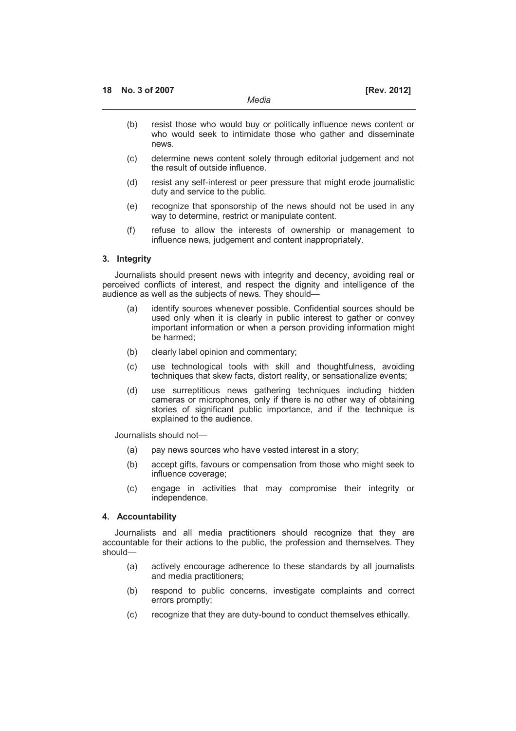(b) resist those who would buy or politically influence news content or who would seek to intimidate those who gather and disseminate news.

(c) determine news content solely through editorial judgement and not the result of outside influence.

(d) resist any self-interest or peer pressure that might erode journalistic duty and service to the public.

(e) recognize that sponsorship of the news should not be used in any way to determine, restrict or manipulate content.

(f) refuse to allow the interests of ownership or management to influence news, judgement and content inappropriately.

### 3. Integrity

Journalists should present news with integrity and decency, avoiding real or perceived conflicts of interest, and respect the dignity and intelligence of the audience as well as the subjects of news. They should—

(a) identify sources whenever possible. Confidential sources should be used only when it is clearly in public interest to gather or convey important information or when a person providing information might be harmed;

(b) clearly label opinion and commentary;

(c) use technological tools with skill and thoughtfulness, avoiding techniques that skew facts, distort reality, or sensationalize events;

(d) use surreptitious news gathering techniques including hidden cameras or microphones, only if there is no other way of obtaining stories of significant public importance, and if the technique is explained to the audience.

Journalists should not—

(a) pay news sources who have vested interest in a story;

(b) accept gifts, favours or compensation from those who might seek to influence coverage;

(c) engage in activities that may compromise their integrity or independence.

### 4. Accountability

Journalists and all media practitioners should recognize that they are accountable for their actions to the public, the profession and themselves. They should—

(a) actively encourage adherence to these standards by all journalists and media practitioners;

(b) respond to public concerns, investigate complaints and correct errors promptly;

(c) recognize that they are duty-bound to conduct themselves ethically.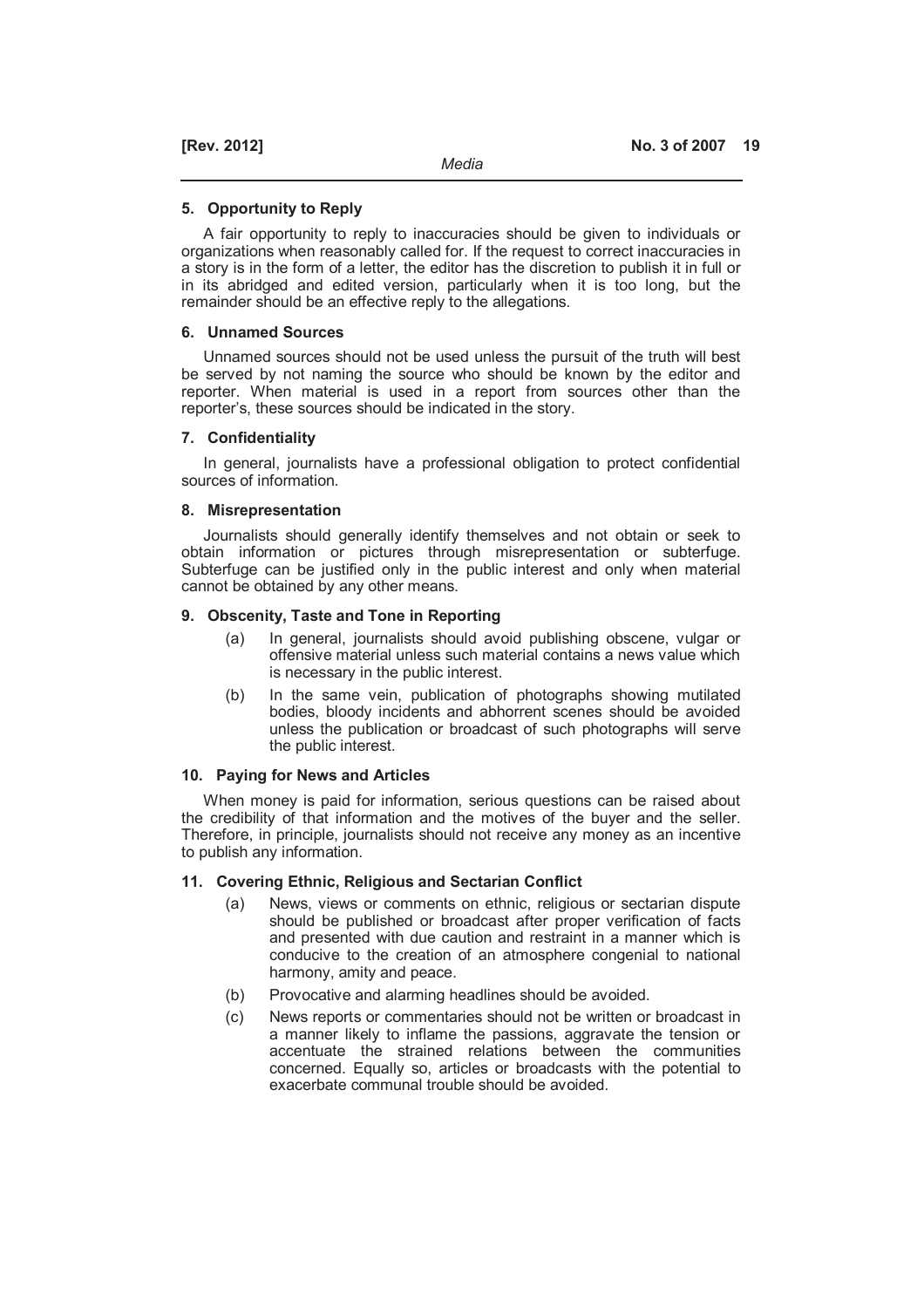**5. Opportunity to Reply**

A fair opportunity to reply to inaccuracies should be given to individuals or organizations when reasonably called for. If the request to correct inaccuracies in a story is in the form of a letter, the editor has the discretion to publish it in full or in its abridged and edited version, particularly when it is too long, but the remainder should be an effective reply to the allegations.

**6. Unnamed Sources**

Unnamed sources should not be used unless the pursuit of the truth will best be served by not naming the source who should be known by the editor and reporter. When material is used in a report from sources other than the reporter's, these sources should be indicated in the story.

**7. Confidentiality**

In general, journalists have a professional obligation to protect confidential sources of information.

**8. Misrepresentation**

Journalists should generally identify themselves and not obtain or seek to obtain information or pictures through misrepresentation or subterfuge. Subterfuge can be justified only in the public interest and only when material cannot be obtained by any other means.

**9. Obscenity, Taste and Tone in Reporting**

(a) In general, journalists should avoid publishing obscene, vulgar or offensive material unless such material contains a news value which is necessary in the public interest.

(b) In the same vein, publication of photographs showing mutilated bodies, bloody incidents and abhorrent scenes should be avoided unless the publication or broadcast of such photographs will serve the public interest.

**10. Paying for News and Articles**

When money is paid for information, serious questions can be raised about the credibility of that information and the motives of the buyer and the seller. Therefore, in principle, journalists should not receive any money as an incentive to publish any information.

**11. Covering Ethnic, Religious and Sectarian Conflict**

(a) News, views or comments on ethnic, religious or sectarian dispute should be published or broadcast after proper verification of facts and presented with due caution and restraint in a manner which is conducive to the creation of an atmosphere congenial to national harmony, amity and peace.

(b) Provocative and alarming headlines should be avoided.

(c) News reports or commentaries should not be written or broadcast in a manner likely to inflame the passions, aggravate the tension or accentuate the strained relations between the communities concerned. Equally so, articles or broadcasts with the potential to exacerbate communal trouble should be avoided.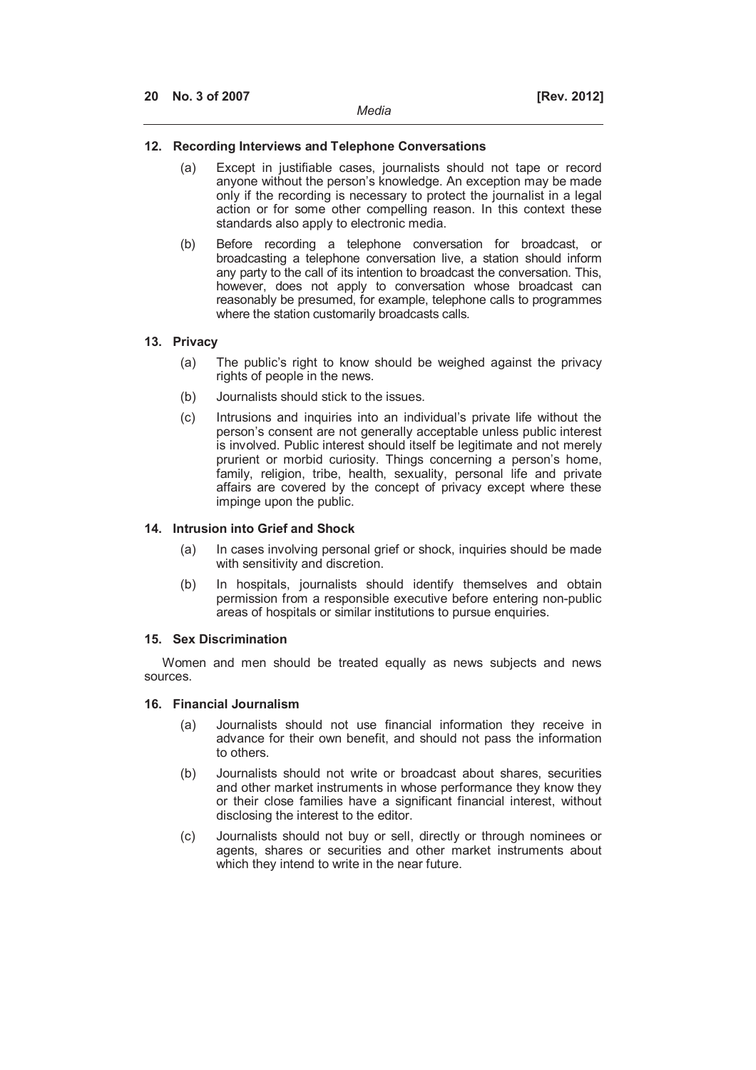### 12. Recording Interviews and Telephone Conversations

(a) Except in justifiable cases, journalists should not tape or record anyone without the person's knowledge. An exception may be made only if the recording is necessary to protect the journalist in a legal action or for some other compelling reason. In this context these standards also apply to electronic media.

(b) Before recording a telephone conversation for broadcast, or broadcasting a telephone conversation live, a station should inform any party to the call of its intention to broadcast the conversation. This, however, does not apply to conversation whose broadcast can reasonably be presumed, for example, telephone calls to programmes where the station customarily broadcasts calls.

### 13. Privacy

(a) The public's right to know should be weighed against the privacy rights of people in the news.

(b) Journalists should stick to the issues.

(c) Intrusions and inquiries into an individual's private life without the person's consent are not generally acceptable unless public interest is involved. Public interest should itself be legitimate and not merely prurient or morbid curiosity. Things concerning a person's home, family, religion, tribe, health, sexuality, personal life and private affairs are covered by the concept of privacy except where these impinge upon the public.

### 14. Intrusion into Grief and Shock

(a) In cases involving personal grief or shock, inquiries should be made with sensitivity and discretion.

(b) In hospitals, journalists should identify themselves and obtain permission from a responsible executive before entering non-public areas of hospitals or similar institutions to pursue enquiries.

### 15. Sex Discrimination

Women and men should be treated equally as news subjects and news sources.

### 16. Financial Journalism

(a) Journalists should not use financial information they receive in advance for their own benefit, and should not pass the information to others.

(b) Journalists should not write or broadcast about shares, securities and other market instruments in whose performance they know they or their close families have a significant financial interest, without disclosing the interest to the editor.

(c) Journalists should not buy or sell, directly or through nominees or agents, shares or securities and other market instruments about which they intend to write in the near future.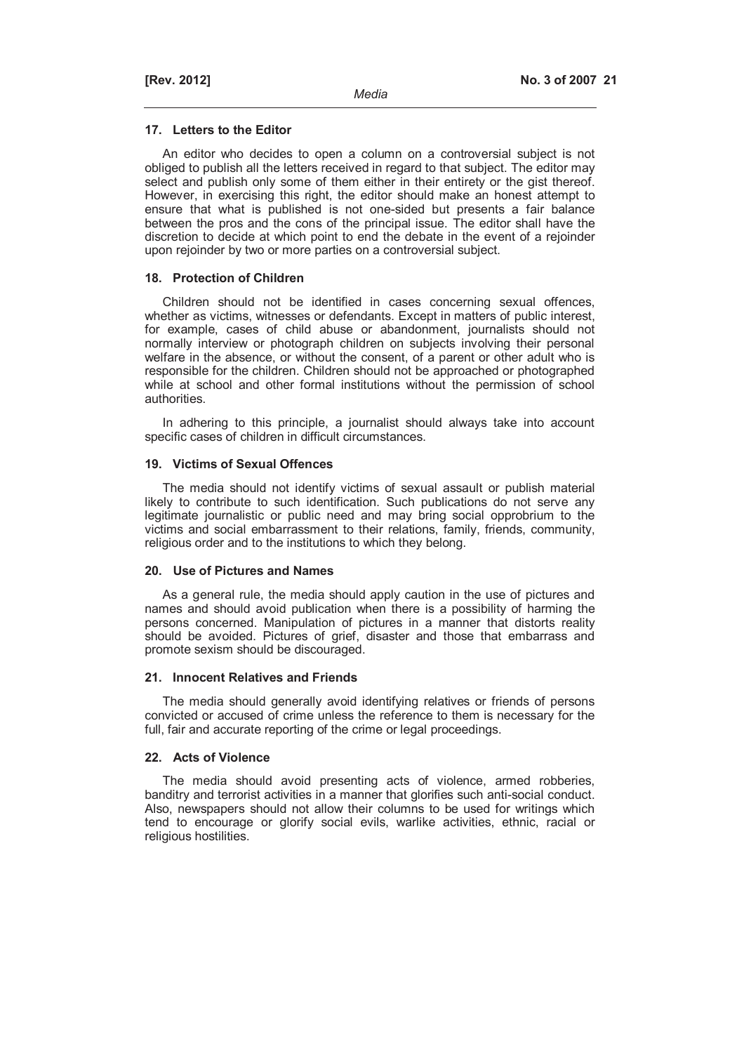### 17. Letters to the Editor

An editor who decides to open a column on a controversial subject is not obliged to publish all the letters received in regard to that subject. The editor may select and publish only some of them either in their entirety or the gist thereof. However, in exercising this right, the editor should make an honest attempt to ensure that what is published is not one-sided but presents a fair balance between the pros and the cons of the principal issue. The editor shall have the discretion to decide at which point to end the debate in the event of a rejoinder upon rejoinder by two or more parties on a controversial subject.

### 18. Protection of Children

Children should not be identified in cases concerning sexual offences, whether as victims, witnesses or defendants. Except in matters of public interest, for example, cases of child abuse or abandonment, journalists should not normally interview or photograph children on subjects involving their personal welfare in the absence, or without the consent, of a parent or other adult who is responsible for the children. Children should not be approached or photographed while at school and other formal institutions without the permission of school authorities.

In adhering to this principle, a journalist should always take into account specific cases of children in difficult circumstances.

### 19. Victims of Sexual Offences

The media should not identify victims of sexual assault or publish material likely to contribute to such identification. Such publications do not serve any legitimate journalistic or public need and may bring social opprobrium to the victims and social embarrassment to their relations, family, friends, community, religious order and to the institutions to which they belong.

### 20. Use of Pictures and Names

As a general rule, the media should apply caution in the use of pictures and names and should avoid publication when there is a possibility of harming the persons concerned. Manipulation of pictures in a manner that distorts reality should be avoided. Pictures of grief, disaster and those that embarrass and promote sexism should be discouraged.

### 21. Innocent Relatives and Friends

The media should generally avoid identifying relatives or friends of persons convicted or accused of crime unless the reference to them is necessary for the full, fair and accurate reporting of the crime or legal proceedings.

### 22. Acts of Violence

The media should avoid presenting acts of violence, armed robberies, banditry and terrorist activities in a manner that glorifies such anti-social conduct. Also, newspapers should not allow their columns to be used for writings which tend to encourage or glorify social evils, warlike activities, ethnic, racial or religious hostilities.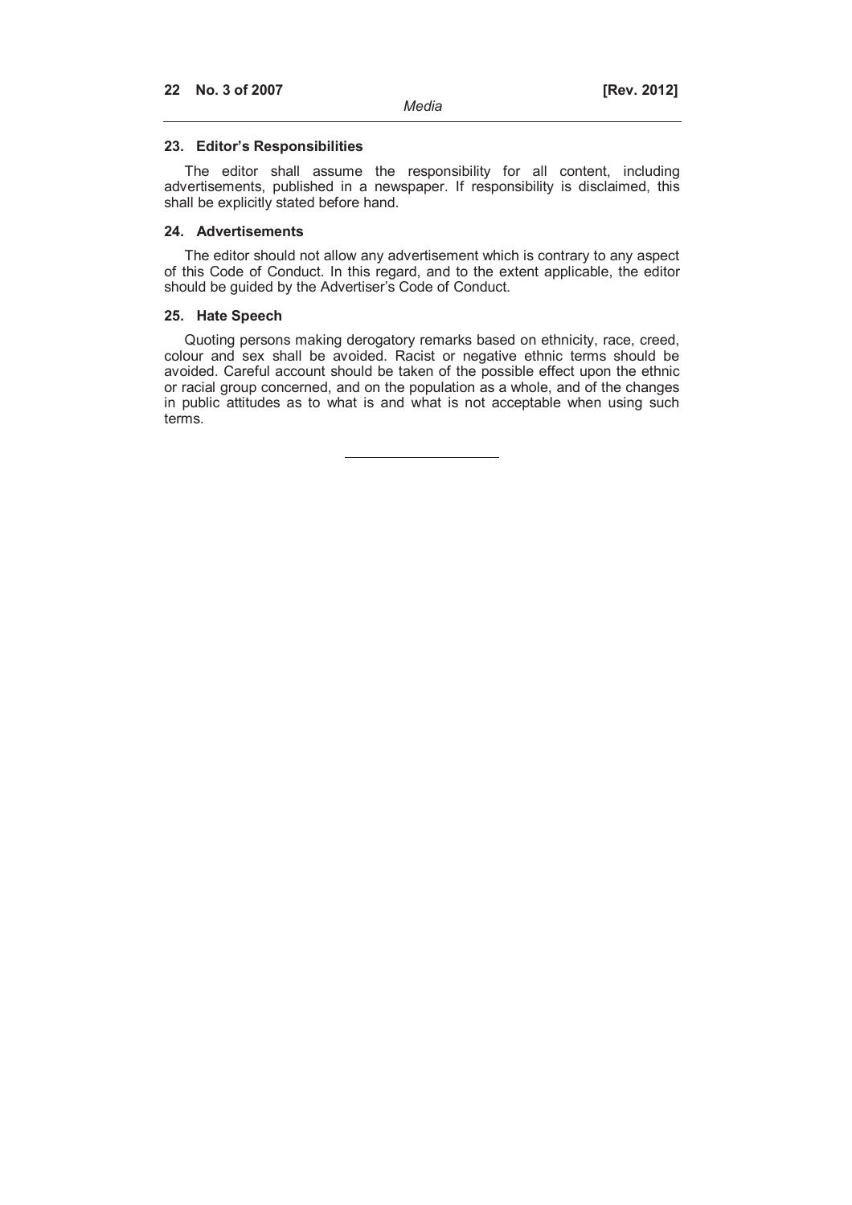### 23. Editor's Responsibilities

The editor shall assume the responsibility for all content, including advertisements, published in a newspaper. If responsibility is disclaimed, this shall be explicitly stated before hand.

### 24. Advertisements

The editor should not allow any advertisement which is contrary to any aspect of this Code of Conduct. In this regard, and to the extent applicable, the editor should be guided by the Advertiser's Code of Conduct.

### 25. Hate Speech

Quoting persons making derogatory remarks based on ethnicity, race, creed, colour and sex shall be avoided. Racist or negative ethnic terms should be avoided. Careful account should be taken of the possible effect upon the ethnic or racial group concerned, and on the population as a whole, and of the changes in public attitudes as to what is and what is not acceptable when using such terms.

---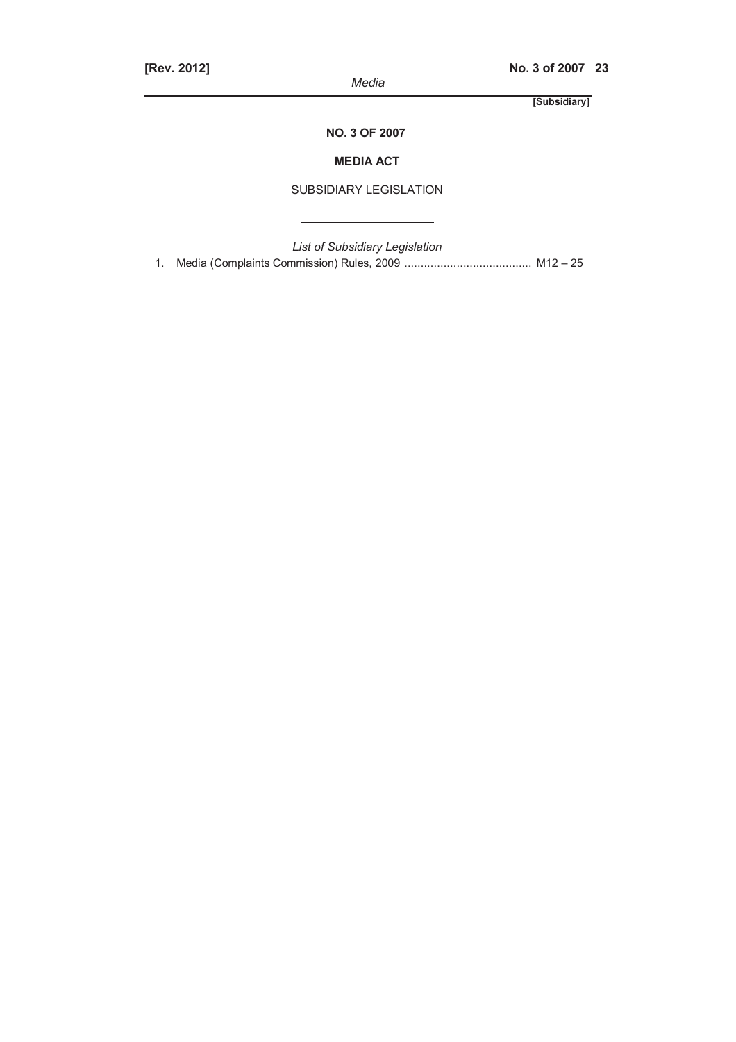[Subsidiary]

## NO. 3 OF 2007

## MEDIA ACT

SUBSIDIARY LEGISLATION

---

*List of Subsidiary Legislation*

1. Media (Complaints Commission) Rules, 2009 ........................................ M12 – 25

---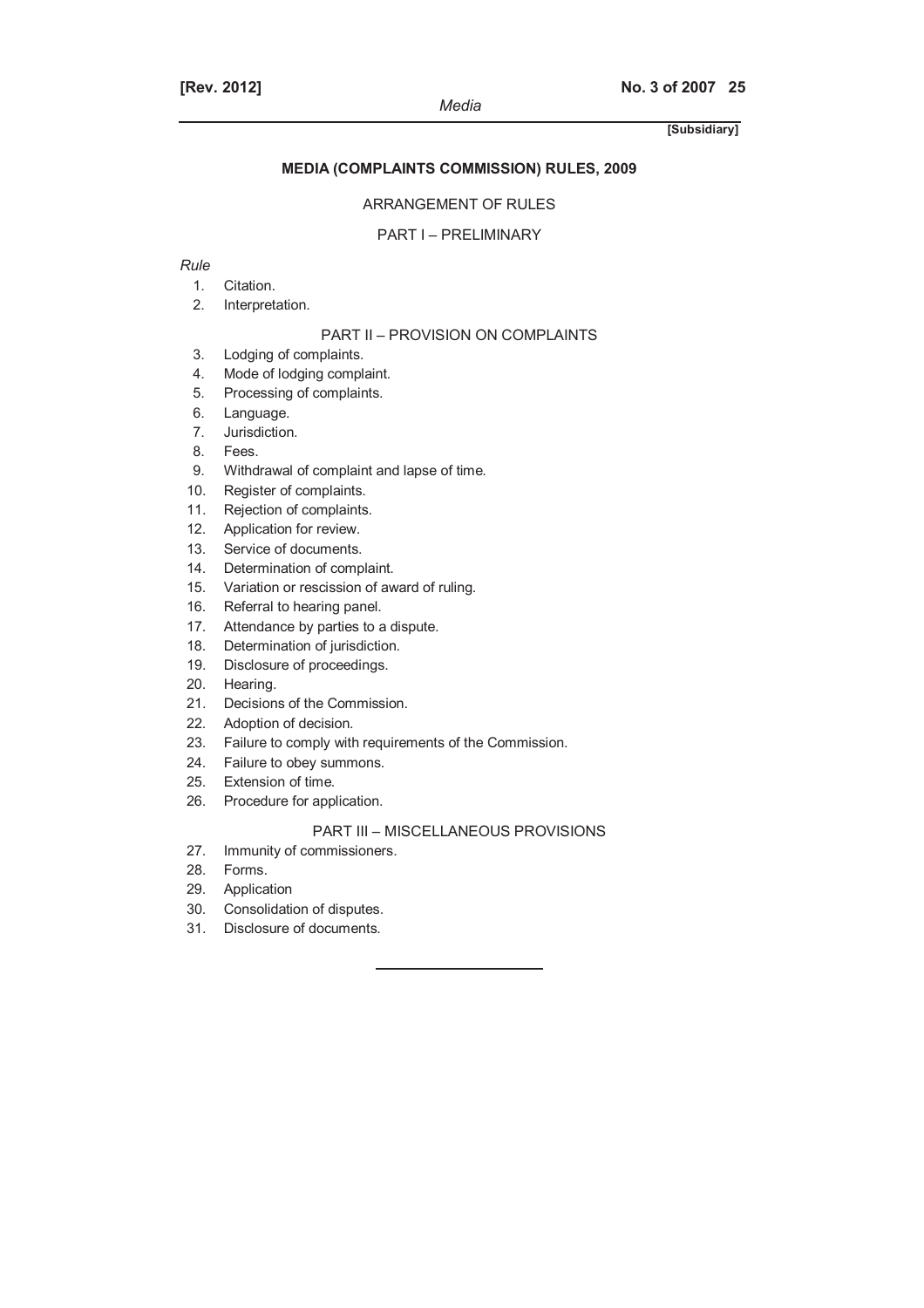**[Subsidiary]**

## MEDIA (COMPLAINTS COMMISSION) RULES, 2009

### ARRANGEMENT OF RULES

### PART I – PRELIMINARY

*Rule*

1. Citation.
2. Interpretation.

### PART II – PROVISION ON COMPLAINTS

3. Lodging of complaints.
4. Mode of lodging complaint.
5. Processing of complaints.
6. Language.
7. Jurisdiction.
8. Fees.
9. Withdrawal of complaint and lapse of time.
10. Register of complaints.
11. Rejection of complaints.
12. Application for review.
13. Service of documents.
14. Determination of complaint.
15. Variation or rescission of award of ruling.
16. Referral to hearing panel.
17. Attendance by parties to a dispute.
18. Determination of jurisdiction.
19. Disclosure of proceedings.
20. Hearing.
21. Decisions of the Commission.
22. Adoption of decision.
23. Failure to comply with requirements of the Commission.
24. Failure to obey summons.
25. Extension of time.
26. Procedure for application.

### PART III – MISCELLANEOUS PROVISIONS

27. Immunity of commissioners.
28. Forms.
29. Application
30. Consolidation of disputes.
31. Disclosure of documents.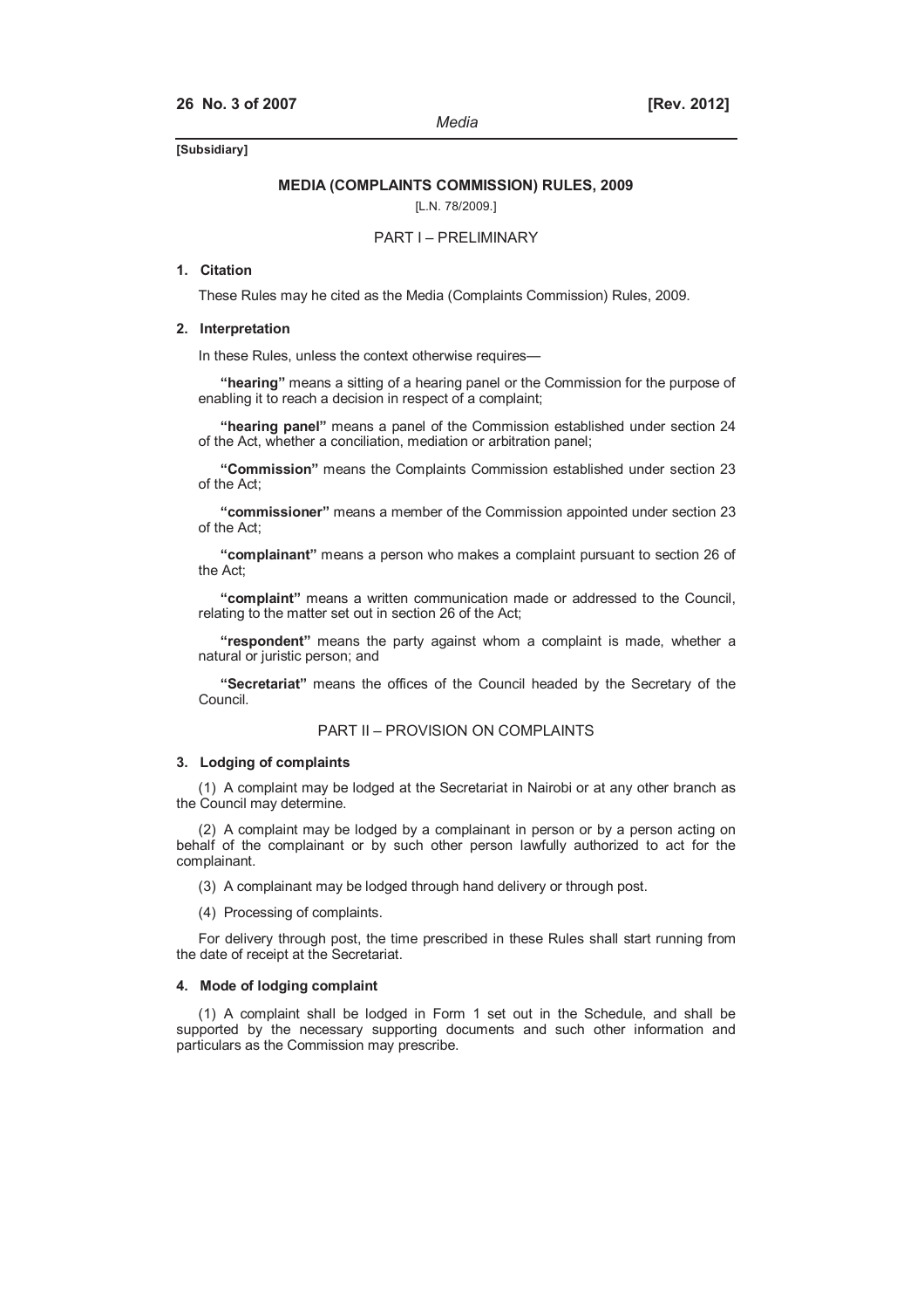**[Subsidiary]**

## MEDIA (COMPLAINTS COMMISSION) RULES, 2009

[L.N. 78/2009.]

### PART I – PRELIMINARY

**1. Citation**

These Rules may he cited as the Media (Complaints Commission) Rules, 2009.

**2. Interpretation**

In these Rules, unless the context otherwise requires—

**"hearing"** means a sitting of a hearing panel or the Commission for the purpose of enabling it to reach a decision in respect of a complaint;

**"hearing panel"** means a panel of the Commission established under section 24 of the Act, whether a conciliation, mediation or arbitration panel;

**"Commission"** means the Complaints Commission established under section 23 of the Act;

**"commissioner"** means a member of the Commission appointed under section 23 of the Act;

**"complainant"** means a person who makes a complaint pursuant to section 26 of the Act;

**"complaint"** means a written communication made or addressed to the Council, relating to the matter set out in section 26 of the Act;

**"respondent"** means the party against whom a complaint is made, whether a natural or juristic person; and

**"Secretariat"** means the offices of the Council headed by the Secretary of the Council.

### PART II – PROVISION ON COMPLAINTS

**3. Lodging of complaints**

(1) A complaint may be lodged at the Secretariat in Nairobi or at any other branch as the Council may determine.

(2) A complaint may be lodged by a complainant in person or by a person acting on behalf of the complainant or by such other person lawfully authorized to act for the complainant.

(3) A complainant may be lodged through hand delivery or through post.

(4) Processing of complaints.

For delivery through post, the time prescribed in these Rules shall start running from the date of receipt at the Secretariat.

**4. Mode of lodging complaint**

(1) A complaint shall be lodged in Form 1 set out in the Schedule, and shall be supported by the necessary supporting documents and such other information and particulars as the Commission may prescribe.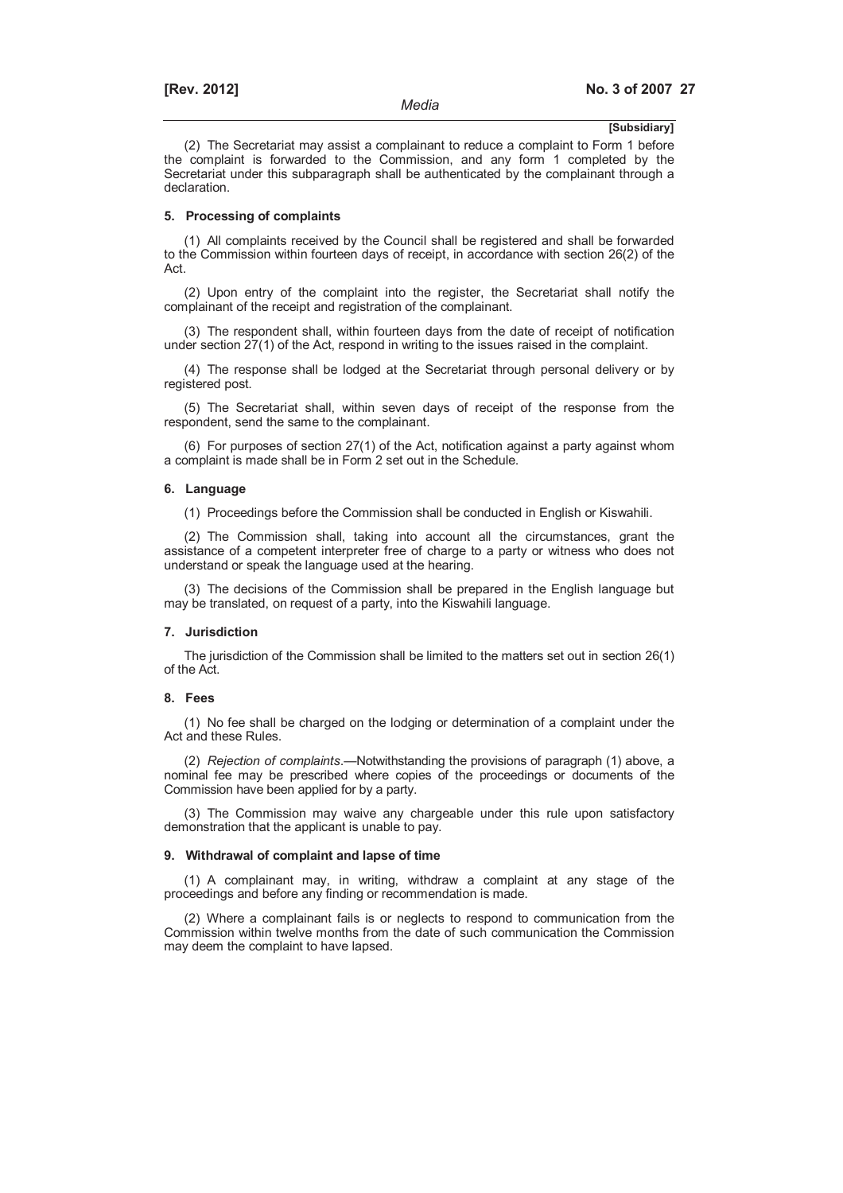(2) The Secretariat may assist a complainant to reduce a complaint to Form 1 before the complaint is forwarded to the Commission, and any form 1 completed by the Secretariat under this subparagraph shall be authenticated by the complainant through a declaration.

**5. Processing of complaints**

(1) All complaints received by the Council shall be registered and shall be forwarded to the Commission within fourteen days of receipt, in accordance with section 26(2) of the Act.

(2) Upon entry of the complaint into the register, the Secretariat shall notify the complainant of the receipt and registration of the complainant.

(3) The respondent shall, within fourteen days from the date of receipt of notification under section 27(1) of the Act, respond in writing to the issues raised in the complaint.

(4) The response shall be lodged at the Secretariat through personal delivery or by registered post.

(5) The Secretariat shall, within seven days of receipt of the response from the respondent, send the same to the complainant.

(6) For purposes of section 27(1) of the Act, notification against a party against whom a complaint is made shall be in Form 2 set out in the Schedule.

**6. Language**

(1) Proceedings before the Commission shall be conducted in English or Kiswahili.

(2) The Commission shall, taking into account all the circumstances, grant the assistance of a competent interpreter free of charge to a party or witness who does not understand or speak the language used at the hearing.

(3) The decisions of the Commission shall be prepared in the English language but may be translated, on request of a party, into the Kiswahili language.

**7. Jurisdiction**

The jurisdiction of the Commission shall be limited to the matters set out in section 26(1) of the Act.

**8. Fees**

(1) No fee shall be charged on the lodging or determination of a complaint under the Act and these Rules.

(2) *Rejection of complaints*.—Notwithstanding the provisions of paragraph (1) above, a nominal fee may be prescribed where copies of the proceedings or documents of the Commission have been applied for by a party.

(3) The Commission may waive any chargeable under this rule upon satisfactory demonstration that the applicant is unable to pay.

**9. Withdrawal of complaint and lapse of time**

(1) A complainant may, in writing, withdraw a complaint at any stage of the proceedings and before any finding or recommendation is made.

(2) Where a complainant fails is or neglects to respond to communication from the Commission within twelve months from the date of such communication the Commission may deem the complaint to have lapsed.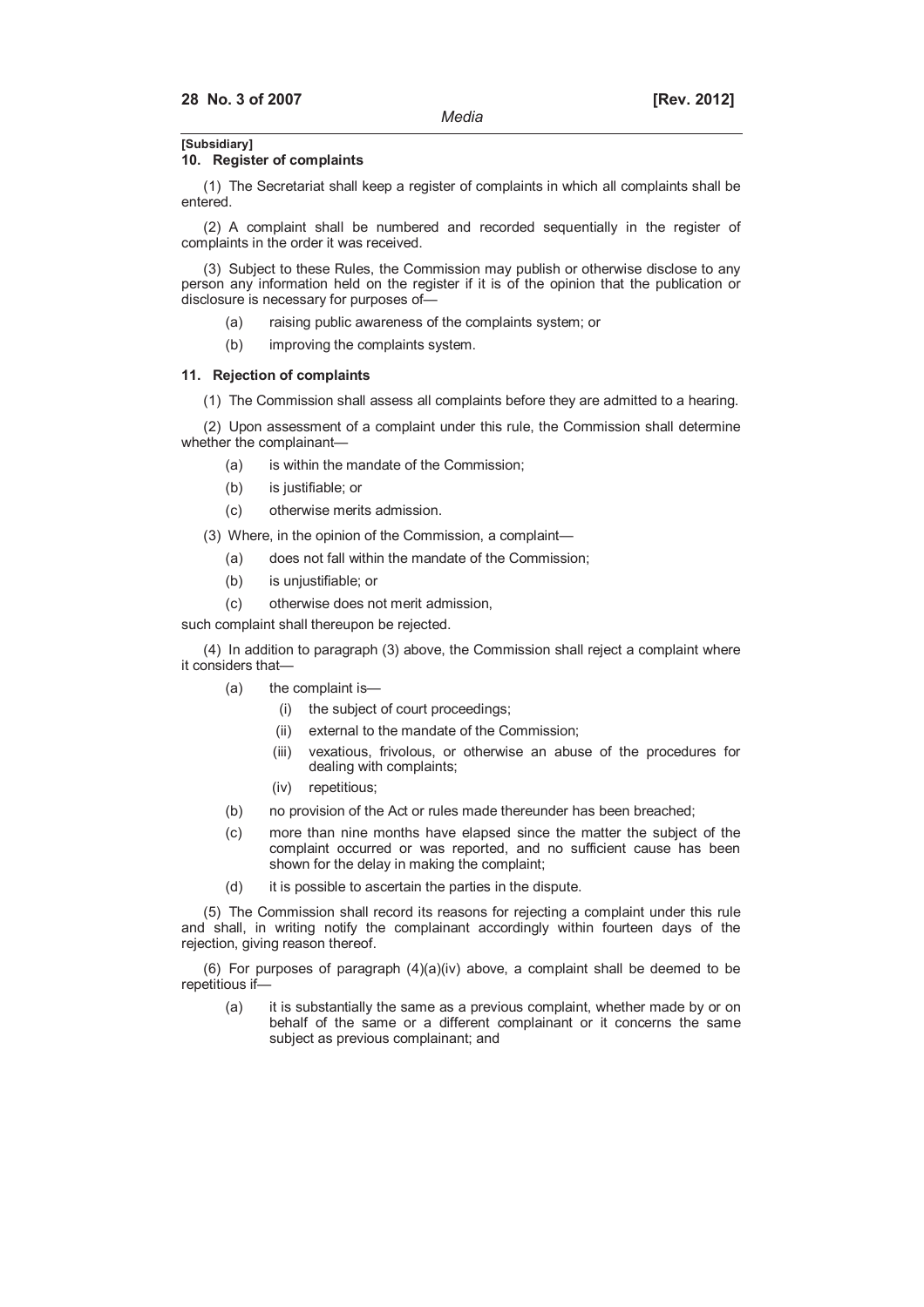**[Subsidiary]**

### 10. Register of complaints

(1) The Secretariat shall keep a register of complaints in which all complaints shall be entered.

(2) A complaint shall be numbered and recorded sequentially in the register of complaints in the order it was received.

(3) Subject to these Rules, the Commission may publish or otherwise disclose to any person any information held on the register if it is of the opinion that the publication or disclosure is necessary for purposes of—

- (a) raising public awareness of the complaints system; or
- (b) improving the complaints system.

### 11. Rejection of complaints

(1) The Commission shall assess all complaints before they are admitted to a hearing.

(2) Upon assessment of a complaint under this rule, the Commission shall determine whether the complainant—

- (a) is within the mandate of the Commission;
- (b) is justifiable; or
- (c) otherwise merits admission.

(3) Where, in the opinion of the Commission, a complaint—

- (a) does not fall within the mandate of the Commission;
- (b) is unjustifiable; or
- (c) otherwise does not merit admission,

such complaint shall thereupon be rejected.

(4) In addition to paragraph (3) above, the Commission shall reject a complaint where it considers that—

- (a) the complaint is—
  - (i) the subject of court proceedings;
  - (ii) external to the mandate of the Commission;
  - (iii) vexatious, frivolous, or otherwise an abuse of the procedures for dealing with complaints;
  - (iv) repetitious;
- (b) no provision of the Act or rules made thereunder has been breached;
- (c) more than nine months have elapsed since the matter the subject of the complaint occurred or was reported, and no sufficient cause has been shown for the delay in making the complaint;
- (d) it is possible to ascertain the parties in the dispute.

(5) The Commission shall record its reasons for rejecting a complaint under this rule and shall, in writing notify the complainant accordingly within fourteen days of the rejection, giving reason thereof.

(6) For purposes of paragraph (4)(a)(iv) above, a complaint shall be deemed to be repetitious if—

- (a) it is substantially the same as a previous complaint, whether made by or on behalf of the same or a different complainant or it concerns the same subject as previous complainant; and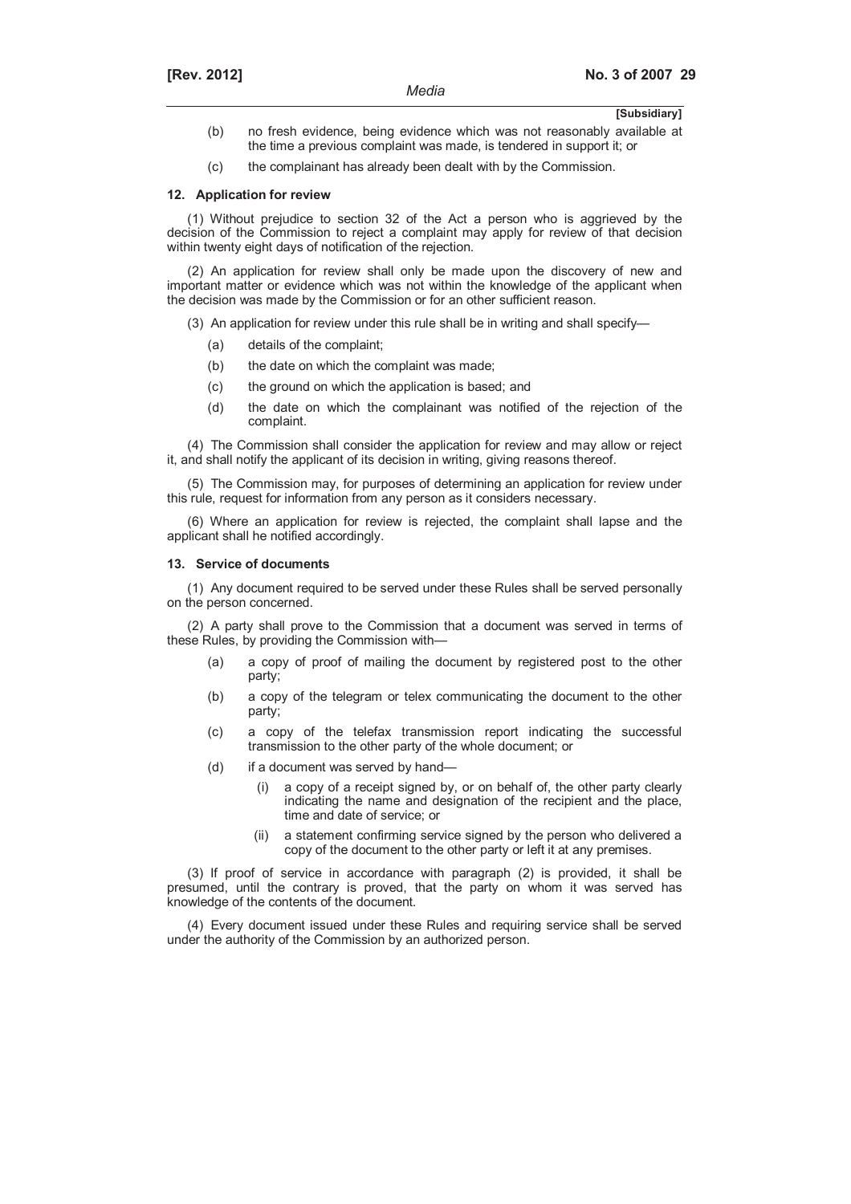(b) no fresh evidence, being evidence which was not reasonably available at the time a previous complaint was made, is tendered in support it; or

(c) the complainant has already been dealt with by the Commission.

**12. Application for review**

(1) Without prejudice to section 32 of the Act a person who is aggrieved by the decision of the Commission to reject a complaint may apply for review of that decision within twenty eight days of notification of the rejection.

(2) An application for review shall only be made upon the discovery of new and important matter or evidence which was not within the knowledge of the applicant when the decision was made by the Commission or for an other sufficient reason.

(3) An application for review under this rule shall be in writing and shall specify—

(a) details of the complaint;

(b) the date on which the complaint was made;

(c) the ground on which the application is based; and

(d) the date on which the complainant was notified of the rejection of the complaint.

(4) The Commission shall consider the application for review and may allow or reject it, and shall notify the applicant of its decision in writing, giving reasons thereof.

(5) The Commission may, for purposes of determining an application for review under this rule, request for information from any person as it considers necessary.

(6) Where an application for review is rejected, the complaint shall lapse and the applicant shall he notified accordingly.

**13. Service of documents**

(1) Any document required to be served under these Rules shall be served personally on the person concerned.

(2) A party shall prove to the Commission that a document was served in terms of these Rules, by providing the Commission with—

(a) a copy of proof of mailing the document by registered post to the other party;

(b) a copy of the telegram or telex communicating the document to the other party;

(c) a copy of the telefax transmission report indicating the successful transmission to the other party of the whole document; or

(d) if a document was served by hand—

(i) a copy of a receipt signed by, or on behalf of, the other party clearly indicating the name and designation of the recipient and the place, time and date of service; or

(ii) a statement confirming service signed by the person who delivered a copy of the document to the other party or left it at any premises.

(3) If proof of service in accordance with paragraph (2) is provided, it shall be presumed, until the contrary is proved, that the party on whom it was served has knowledge of the contents of the document.

(4) Every document issued under these Rules and requiring service shall be served under the authority of the Commission by an authorized person.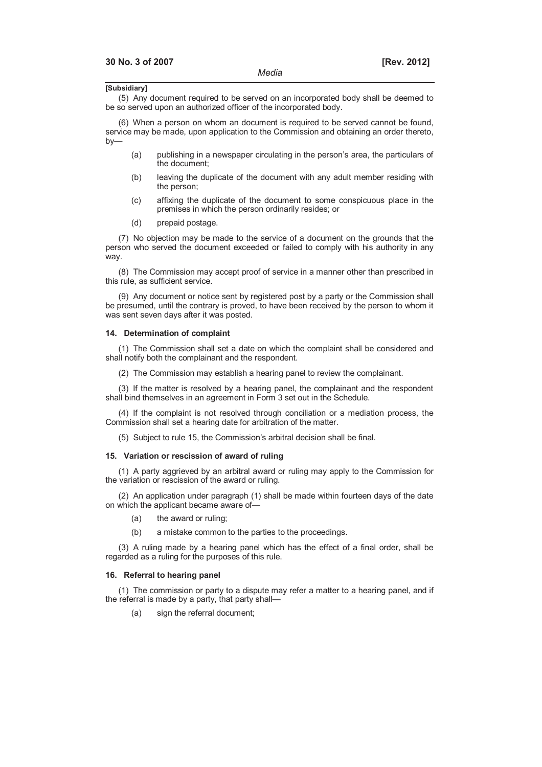[Subsidiary]

(5) Any document required to be served on an incorporated body shall be deemed to be so served upon an authorized officer of the incorporated body.

(6) When a person on whom an document is required to be served cannot be found, service may be made, upon application to the Commission and obtaining an order thereto, by—

- (a) publishing in a newspaper circulating in the person's area, the particulars of the document;
- (b) leaving the duplicate of the document with any adult member residing with the person;
- (c) affixing the duplicate of the document to some conspicuous place in the premises in which the person ordinarily resides; or
- (d) prepaid postage.

(7) No objection may be made to the service of a document on the grounds that the person who served the document exceeded or failed to comply with his authority in any way.

(8) The Commission may accept proof of service in a manner other than prescribed in this rule, as sufficient service.

(9) Any document or notice sent by registered post by a party or the Commission shall be presumed, until the contrary is proved, to have been received by the person to whom it was sent seven days after it was posted.

**14. Determination of complaint**

(1) The Commission shall set a date on which the complaint shall be considered and shall notify both the complainant and the respondent.

(2) The Commission may establish a hearing panel to review the complainant.

(3) If the matter is resolved by a hearing panel, the complainant and the respondent shall bind themselves in an agreement in Form 3 set out in the Schedule.

(4) If the complaint is not resolved through conciliation or a mediation process, the Commission shall set a hearing date for arbitration of the matter.

(5) Subject to rule 15, the Commission's arbitral decision shall be final.

**15. Variation or rescission of award of ruling**

(1) A party aggrieved by an arbitral award or ruling may apply to the Commission for the variation or rescission of the award or ruling.

(2) An application under paragraph (1) shall be made within fourteen days of the date on which the applicant became aware of—

- (a) the award or ruling;
- (b) a mistake common to the parties to the proceedings.

(3) A ruling made by a hearing panel which has the effect of a final order, shall be regarded as a ruling for the purposes of this rule.

**16. Referral to hearing panel**

(1) The commission or party to a dispute may refer a matter to a hearing panel, and if the referral is made by a party, that party shall—

- (a) sign the referral document;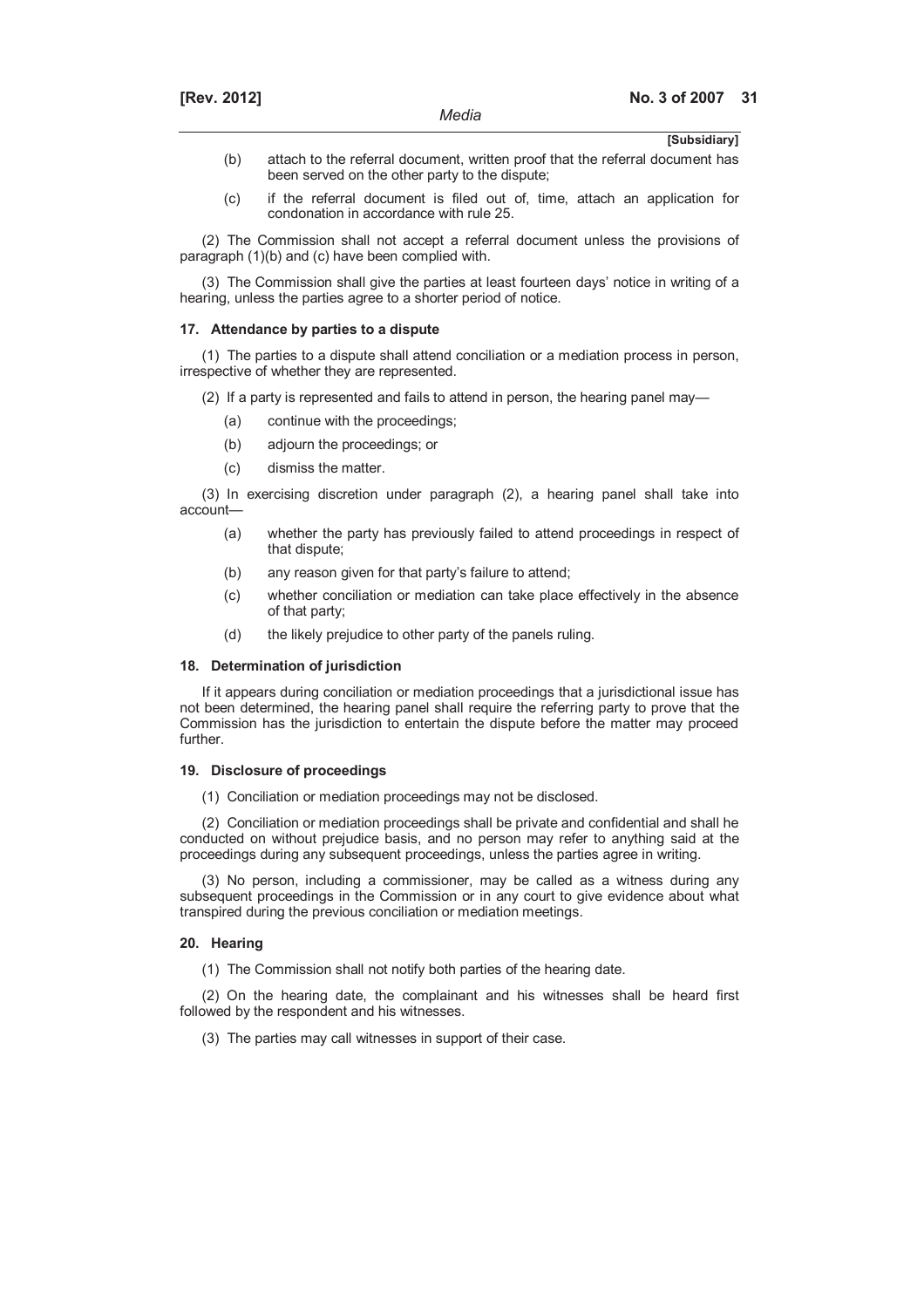(b) attach to the referral document, written proof that the referral document has been served on the other party to the dispute;

(c) if the referral document is filed out of, time, attach an application for condonation in accordance with rule 25.

(2) The Commission shall not accept a referral document unless the provisions of paragraph (1)(b) and (c) have been complied with.

(3) The Commission shall give the parties at least fourteen days' notice in writing of a hearing, unless the parties agree to a shorter period of notice.

#### 17. Attendance by parties to a dispute

(1) The parties to a dispute shall attend conciliation or a mediation process in person, irrespective of whether they are represented.

(2) If a party is represented and fails to attend in person, the hearing panel may—

(a) continue with the proceedings;

(b) adjourn the proceedings; or

(c) dismiss the matter.

(3) In exercising discretion under paragraph (2), a hearing panel shall take into account—

(a) whether the party has previously failed to attend proceedings in respect of that dispute;

(b) any reason given for that party's failure to attend;

(c) whether conciliation or mediation can take place effectively in the absence of that party;

(d) the likely prejudice to other party of the panels ruling.

#### 18. Determination of jurisdiction

If it appears during conciliation or mediation proceedings that a jurisdictional issue has not been determined, the hearing panel shall require the referring party to prove that the Commission has the jurisdiction to entertain the dispute before the matter may proceed further.

#### 19. Disclosure of proceedings

(1) Conciliation or mediation proceedings may not be disclosed.

(2) Conciliation or mediation proceedings shall be private and confidential and shall he conducted on without prejudice basis, and no person may refer to anything said at the proceedings during any subsequent proceedings, unless the parties agree in writing.

(3) No person, including a commissioner, may be called as a witness during any subsequent proceedings in the Commission or in any court to give evidence about what transpired during the previous conciliation or mediation meetings.

#### 20. Hearing

(1) The Commission shall not notify both parties of the hearing date.

(2) On the hearing date, the complainant and his witnesses shall be heard first followed by the respondent and his witnesses.

(3) The parties may call witnesses in support of their case.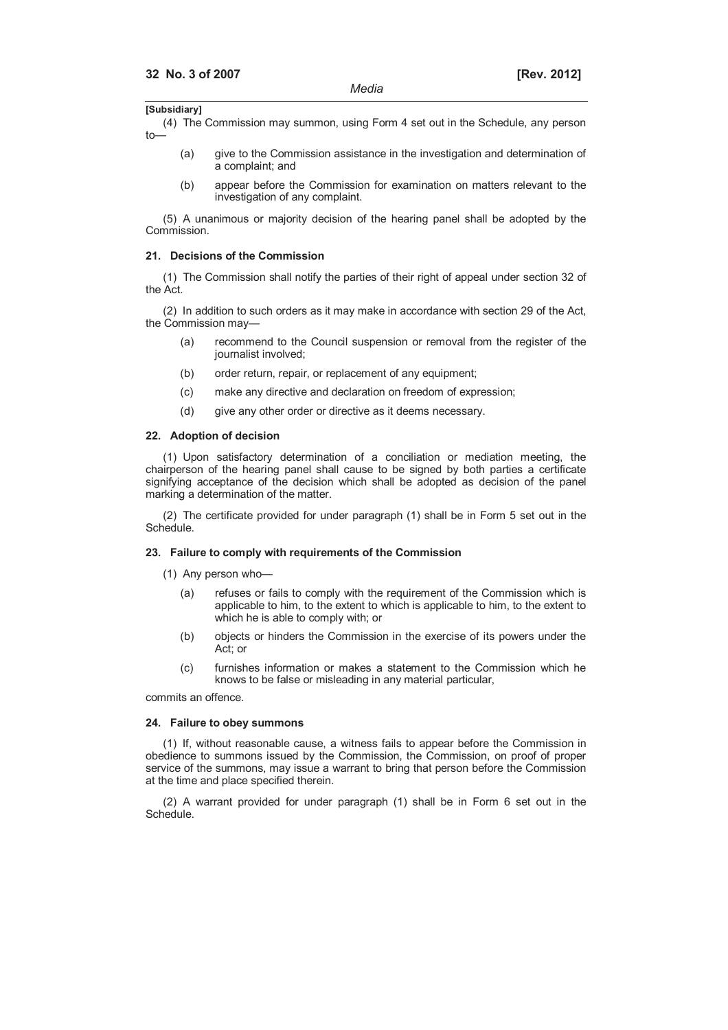**[Subsidiary]**

(4) The Commission may summon, using Form 4 set out in the Schedule, any person to—

- (a) give to the Commission assistance in the investigation and determination of a complaint; and
- (b) appear before the Commission for examination on matters relevant to the investigation of any complaint.

(5) A unanimous or majority decision of the hearing panel shall be adopted by the Commission.

### 21. Decisions of the Commission

(1) The Commission shall notify the parties of their right of appeal under section 32 of the Act.

(2) In addition to such orders as it may make in accordance with section 29 of the Act, the Commission may—

- (a) recommend to the Council suspension or removal from the register of the journalist involved;
- (b) order return, repair, or replacement of any equipment;
- (c) make any directive and declaration on freedom of expression;
- (d) give any other order or directive as it deems necessary.

### 22. Adoption of decision

(1) Upon satisfactory determination of a conciliation or mediation meeting, the chairperson of the hearing panel shall cause to be signed by both parties a certificate signifying acceptance of the decision which shall be adopted as decision of the panel marking a determination of the matter.

(2) The certificate provided for under paragraph (1) shall be in Form 5 set out in the Schedule.

### 23. Failure to comply with requirements of the Commission

(1) Any person who—

- (a) refuses or fails to comply with the requirement of the Commission which is applicable to him, to the extent to which is applicable to him, to the extent to which he is able to comply with; or
- (b) objects or hinders the Commission in the exercise of its powers under the Act; or
- (c) furnishes information or makes a statement to the Commission which he knows to be false or misleading in any material particular,

commits an offence.

### 24. Failure to obey summons

(1) If, without reasonable cause, a witness fails to appear before the Commission in obedience to summons issued by the Commission, the Commission, on proof of proper service of the summons, may issue a warrant to bring that person before the Commission at the time and place specified therein.

(2) A warrant provided for under paragraph (1) shall be in Form 6 set out in the Schedule.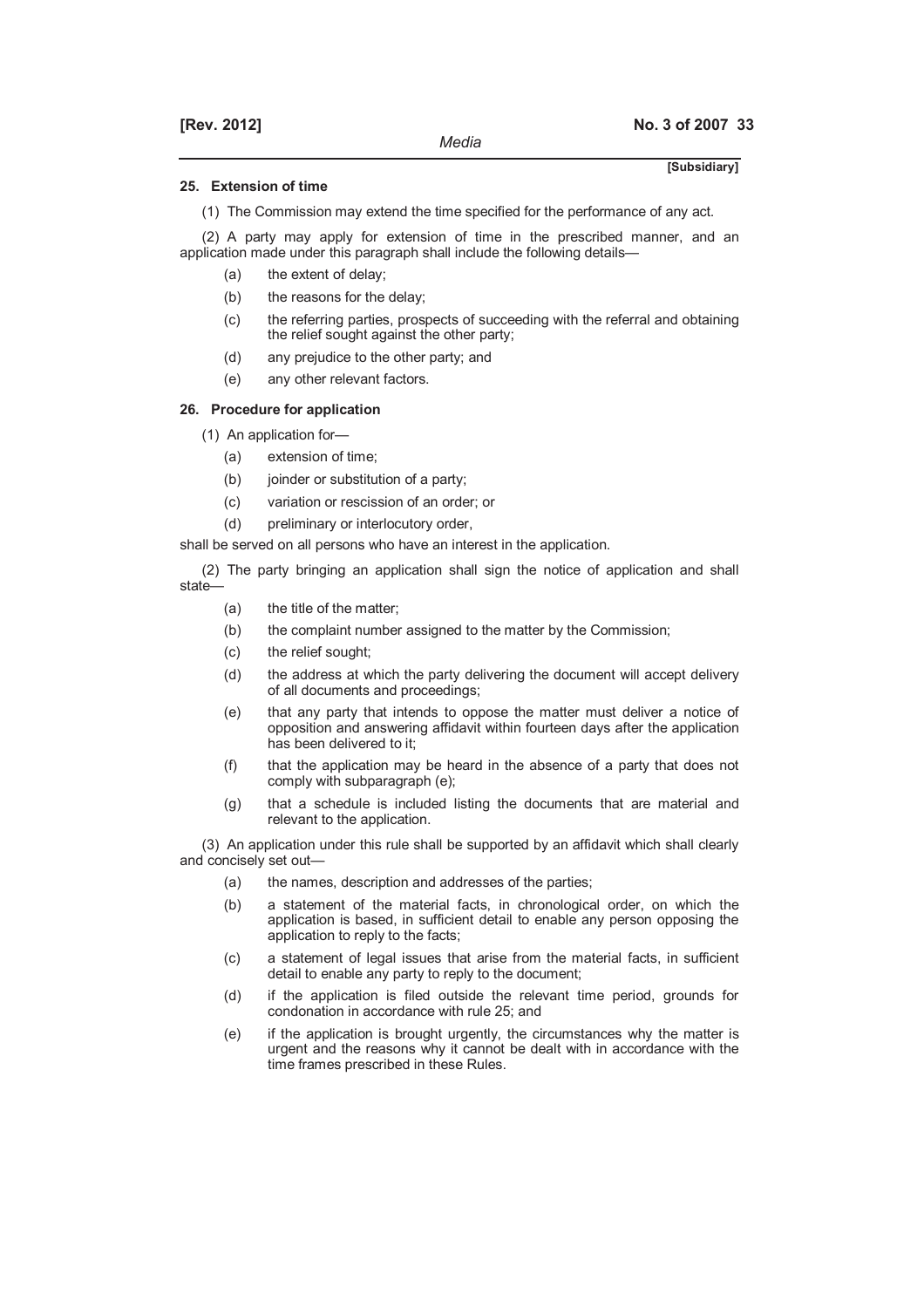**25. Extension of time**

(1) The Commission may extend the time specified for the performance of any act.

(2) A party may apply for extension of time in the prescribed manner, and an application made under this paragraph shall include the following details—

- (a) the extent of delay;
- (b) the reasons for the delay;
- (c) the referring parties, prospects of succeeding with the referral and obtaining the relief sought against the other party;
- (d) any prejudice to the other party; and
- (e) any other relevant factors.

**26. Procedure for application**

(1) An application for—

- (a) extension of time;
- (b) joinder or substitution of a party;
- (c) variation or rescission of an order; or
- (d) preliminary or interlocutory order,

shall be served on all persons who have an interest in the application.

(2) The party bringing an application shall sign the notice of application and shall state—

- (a) the title of the matter;
- (b) the complaint number assigned to the matter by the Commission;
- (c) the relief sought;
- (d) the address at which the party delivering the document will accept delivery of all documents and proceedings;
- (e) that any party that intends to oppose the matter must deliver a notice of opposition and answering affidavit within fourteen days after the application has been delivered to it;
- (f) that the application may be heard in the absence of a party that does not comply with subparagraph (e);
- (g) that a schedule is included listing the documents that are material and relevant to the application.

(3) An application under this rule shall be supported by an affidavit which shall clearly and concisely set out—

- (a) the names, description and addresses of the parties;
- (b) a statement of the material facts, in chronological order, on which the application is based, in sufficient detail to enable any person opposing the application to reply to the facts;
- (c) a statement of legal issues that arise from the material facts, in sufficient detail to enable any party to reply to the document;
- (d) if the application is filed outside the relevant time period, grounds for condonation in accordance with rule 25; and
- (e) if the application is brought urgently, the circumstances why the matter is urgent and the reasons why it cannot be dealt with in accordance with the time frames prescribed in these Rules.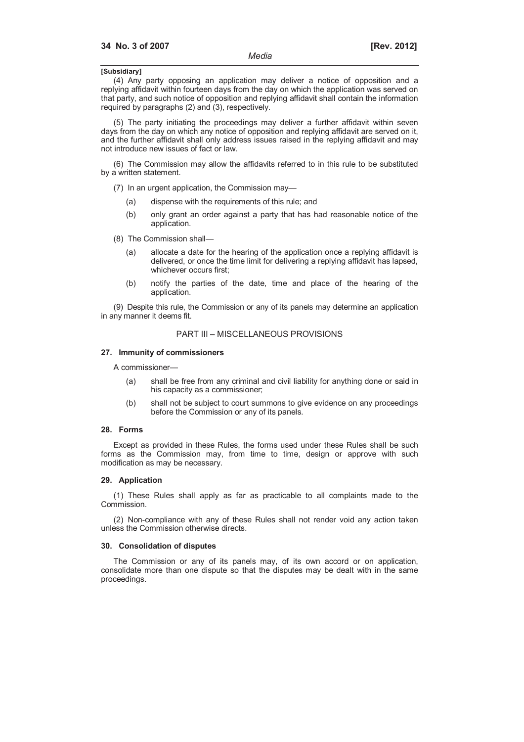**[Subsidiary]**

(4) Any party opposing an application may deliver a notice of opposition and a replying affidavit within fourteen days from the day on which the application was served on that party, and such notice of opposition and replying affidavit shall contain the information required by paragraphs (2) and (3), respectively.

(5) The party initiating the proceedings may deliver a further affidavit within seven days from the day on which any notice of opposition and replying affidavit are served on it, and the further affidavit shall only address issues raised in the replying affidavit and may not introduce new issues of fact or law.

(6) The Commission may allow the affidavits referred to in this rule to be substituted by a written statement.

(7) In an urgent application, the Commission may—

(a) dispense with the requirements of this rule; and

(b) only grant an order against a party that has had reasonable notice of the application.

(8) The Commission shall—

(a) allocate a date for the hearing of the application once a replying affidavit is delivered, or once the time limit for delivering a replying affidavit has lapsed, whichever occurs first;

(b) notify the parties of the date, time and place of the hearing of the application.

(9) Despite this rule, the Commission or any of its panels may determine an application in any manner it deems fit.

## PART III – MISCELLANEOUS PROVISIONS

### 27. Immunity of commissioners

A commissioner—

(a) shall be free from any criminal and civil liability for anything done or said in his capacity as a commissioner;

(b) shall not be subject to court summons to give evidence on any proceedings before the Commission or any of its panels.

### 28. Forms

Except as provided in these Rules, the forms used under these Rules shall be such forms as the Commission may, from time to time, design or approve with such modification as may be necessary.

### 29. Application

(1) These Rules shall apply as far as practicable to all complaints made to the Commission.

(2) Non-compliance with any of these Rules shall not render void any action taken unless the Commission otherwise directs.

### 30. Consolidation of disputes

The Commission or any of its panels may, of its own accord or on application, consolidate more than one dispute so that the disputes may be dealt with in the same proceedings.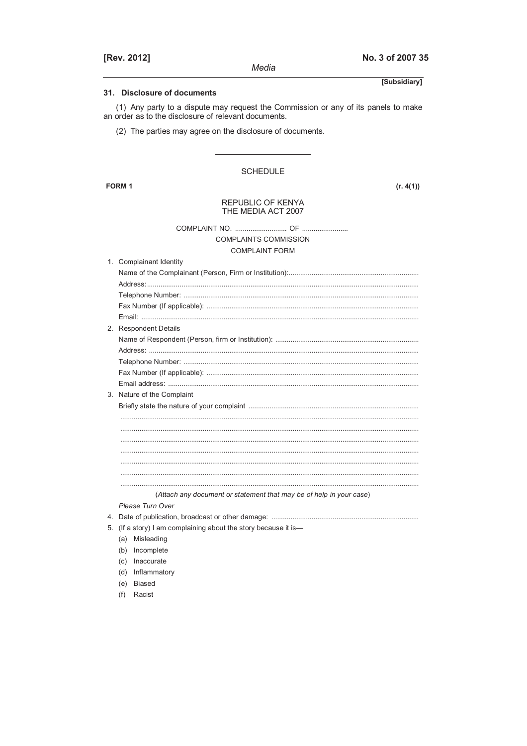**31. Disclosure of documents**

(1) Any party to a dispute may request the Commission or any of its panels to make an order as to the disclosure of relevant documents.

(2) The parties may agree on the disclosure of documents.

---

SCHEDULE

**FORM 1** **(r. 4(1))**

REPUBLIC OF KENYA
THE MEDIA ACT 2007

COMPLAINT NO. .......................... OF .......................

COMPLAINTS COMMISSION

COMPLAINT FORM

1. Complainant Identity

   Name of the Complainant (Person, Firm or Institution):..................................................................

   Address:..........................................................................................................................................

   Telephone Number: .........................................................................................................................

   Fax Number (If applicable): .............................................................................................................

   Email: ...............................................................................................................................................

2. Respondent Details

   Name of Respondent (Person, firm or Institution): .........................................................................

   Address: ...........................................................................................................................................

   Telephone Number: .........................................................................................................................

   Fax Number (If applicable): .............................................................................................................

   Email address: .................................................................................................................................

3. Nature of the Complaint

   Briefly state the nature of your complaint .......................................................................................

   ..........................................................................................................................................................

   ..........................................................................................................................................................

   ..........................................................................................................................................................

   ..........................................................................................................................................................

   ..........................................................................................................................................................

   ..........................................................................................................................................................

   ..........................................................................................................................................................

   (*Attach any document or statement that may be of help in your case*)

   *Please Turn Over*

4. Date of publication, broadcast or other damage: ............................................................................

5. (If a story) I am complaining about the story because it is—

   (a) Misleading

   (b) Incomplete

   (c) Inaccurate

   (d) Inflammatory

   (e) Biased

   (f) Racist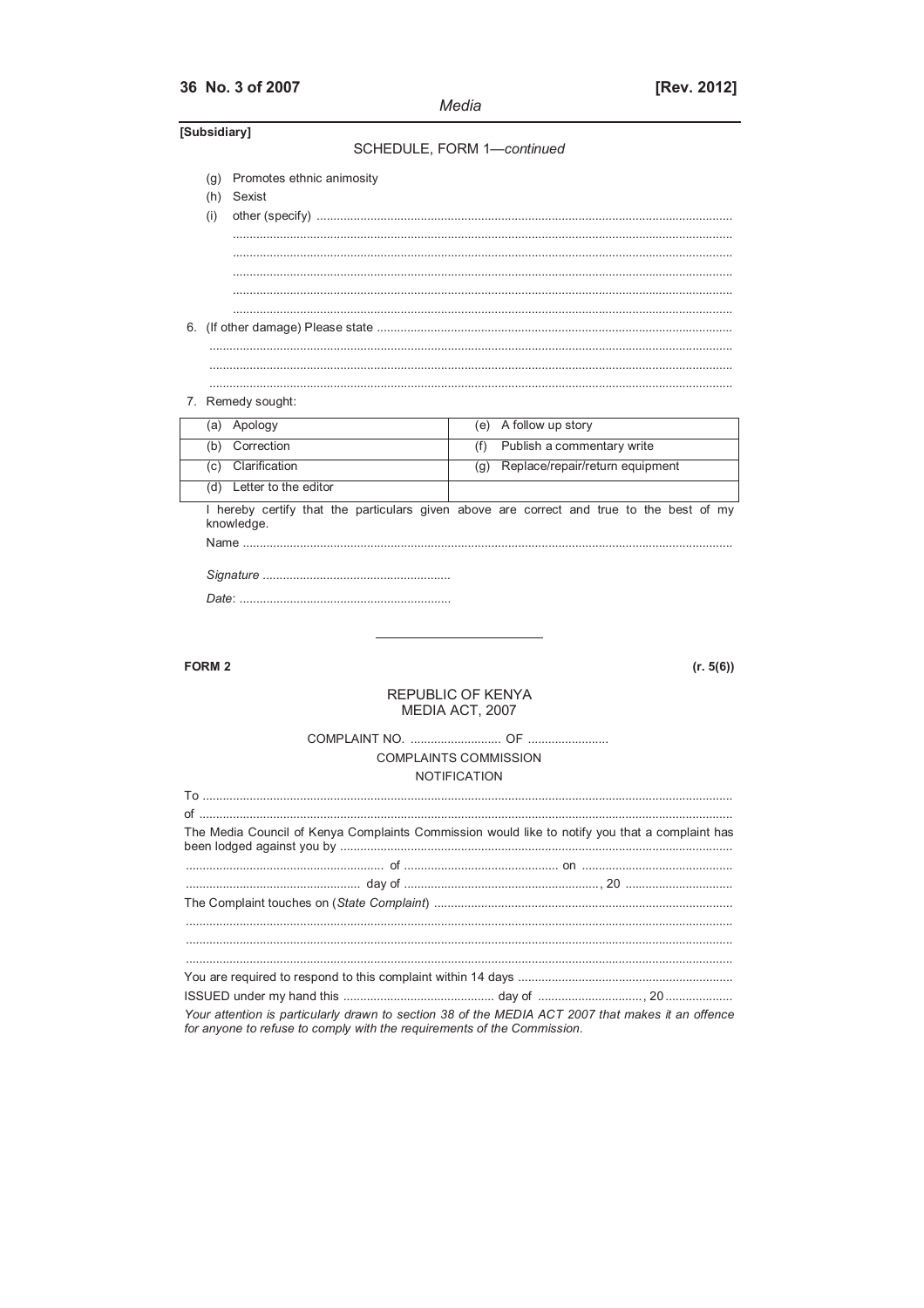[Subsidiary]

SCHEDULE, FORM 1—*continued*

(g) Promotes ethnic animosity

(h) Sexist

(i) other (specify) ..........................................................................................................................
..........................................................................................................................................
..........................................................................................................................................
..........................................................................................................................................
..........................................................................................................................................
..........................................................................................................................................

6. (If other damage) Please state ..........................................................................................................
..........................................................................................................................................
..........................................................................................................................................
..........................................................................................................................................

7. Remedy sought:

| | |
|---|---|
| (a) Apology | (e) A follow up story |
| (b) Correction | (f) Publish a commentary write |
| (c) Clarification | (g) Replace/repair/return equipment |
| (d) Letter to the editor | |

I hereby certify that the particulars given above are correct and true to the best of my knowledge.

Name ..........................................................................................................................................

*Signature* ........................................................

*Date*: ..............................................................

---

**FORM 2** **(r. 5(6))**

REPUBLIC OF KENYA
MEDIA ACT, 2007

COMPLAINT NO. ........................... OF ........................

COMPLAINTS COMMISSION

NOTIFICATION

To ..........................................................................................................................................

of ..........................................................................................................................................

The Media Council of Kenya Complaints Commission would like to notify you that a complaint has been lodged against you by ..........................................................................................................

.......................................................... of ............................................ on ...........................................

.................................................... day of .........................................................., 20 ................................

The Complaint touches on (*State Complaint*) ...................................................................................
..........................................................................................................................................
..........................................................................................................................................
..........................................................................................................................................

You are required to respond to this complaint within 14 days ...............................................................

ISSUED under my hand this ............................................ day of .............................., 20 ...................

*Your attention is particularly drawn to section 38 of the MEDIA ACT 2007 that makes it an offence for anyone to refuse to comply with the requirements of the Commission.*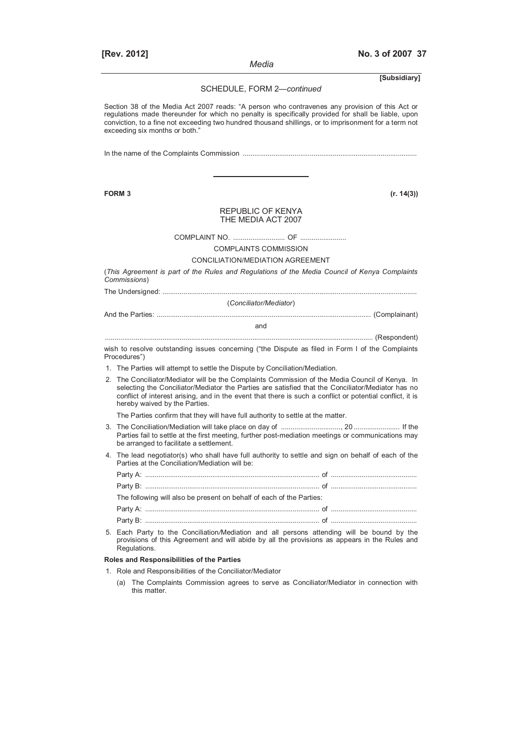SCHEDULE, FORM 2—*continued*

Section 38 of the Media Act 2007 reads: "A person who contravenes any provision of this Act or regulations made thereunder for which no penalty is specifically provided for shall be liable, upon conviction, to a fine not exceeding two hundred thousand shillings, or to imprisonment for a term not exceeding six months or both."

In the name of the Complaints Commission ..........................................................................................

---

**FORM 3** **(r. 14(3))**

REPUBLIC OF KENYA
THE MEDIA ACT 2007

COMPLAINT NO. ........................... OF ........................

COMPLAINTS COMMISSION

CONCILIATION/MEDIATION AGREEMENT

(*This Agreement is part of the Rules and Regulations of the Media Council of Kenya Complaints Commissions*)

The Undersigned: ....................................................................................................................................

(*Conciliator/Mediator*)

And the Parties: ............................................................................................................... (Complainant)

and

............................................................................................................................................. (Respondent)

wish to resolve outstanding issues concerning ("the Dispute as filed in Form I of the Complaints Procedures")

1. The Parties will attempt to settle the Dispute by Conciliation/Mediation.
2. The Conciliator/Mediator will be the Complaints Commission of the Media Council of Kenya. In selecting the Conciliator/Mediator the Parties are satisfied that the Conciliator/Mediator has no conflict of interest arising, and in the event that there is such a conflict or potential conflict, it is hereby waived by the Parties.

   The Parties confirm that they will have full authority to settle at the matter.
3. The Conciliation/Mediation will take place on day of ..............................., 20 ........................ If the Parties fail to settle at the first meeting, further post-mediation meetings or communications may be arranged to facilitate a settlement.
4. The lead negotiator(s) who shall have full authority to settle and sign on behalf of each of the Parties at the Conciliation/Mediation will be:

   Party A: ........................................................................................... of ............................................

   Party B: ........................................................................................... of ............................................

   The following will also be present on behalf of each of the Parties:

   Party A: ........................................................................................... of ............................................

   Party B: ........................................................................................... of ............................................
5. Each Party to the Conciliation/Mediation and all persons attending will be bound by the provisions of this Agreement and will abide by all the provisions as appears in the Rules and Regulations.

**Roles and Responsibilities of the Parties**

1. Role and Responsibilities of the Conciliator/Mediator

   (a) The Complaints Commission agrees to serve as Conciliator/Mediator in connection with this matter.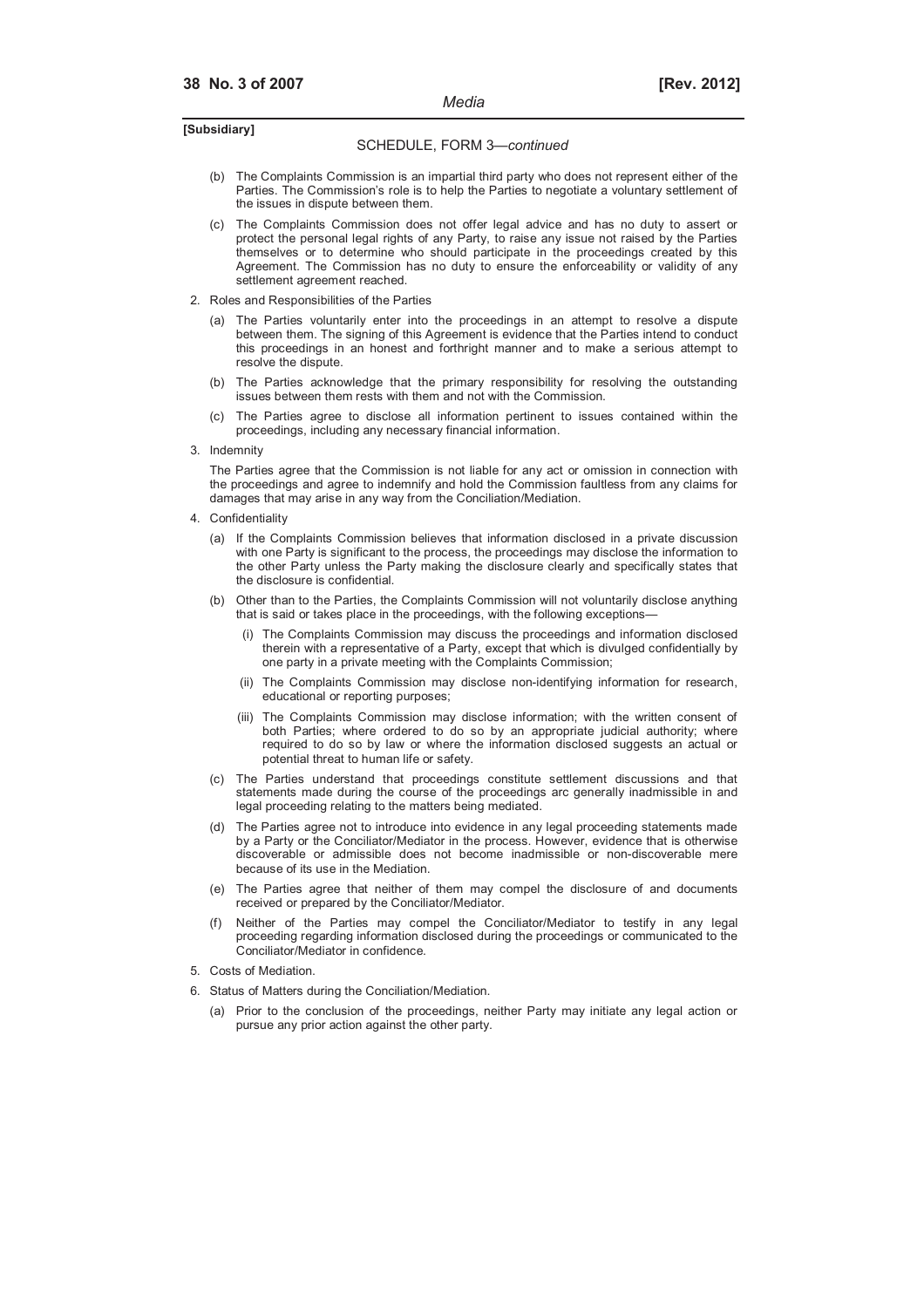[Subsidiary]

SCHEDULE, FORM 3—*continued*

(b) The Complaints Commission is an impartial third party who does not represent either of the Parties. The Commission's role is to help the Parties to negotiate a voluntary settlement of the issues in dispute between them.

(c) The Complaints Commission does not offer legal advice and has no duty to assert or protect the personal legal rights of any Party, to raise any issue not raised by the Parties themselves or to determine who should participate in the proceedings created by this Agreement. The Commission has no duty to ensure the enforceability or validity of any settlement agreement reached.

2. Roles and Responsibilities of the Parties

(a) The Parties voluntarily enter into the proceedings in an attempt to resolve a dispute between them. The signing of this Agreement is evidence that the Parties intend to conduct this proceedings in an honest and forthright manner and to make a serious attempt to resolve the dispute.

(b) The Parties acknowledge that the primary responsibility for resolving the outstanding issues between them rests with them and not with the Commission.

(c) The Parties agree to disclose all information pertinent to issues contained within the proceedings, including any necessary financial information.

3. Indemnity

The Parties agree that the Commission is not liable for any act or omission in connection with the proceedings and agree to indemnify and hold the Commission faultless from any claims for damages that may arise in any way from the Conciliation/Mediation.

4. Confidentiality

(a) If the Complaints Commission believes that information disclosed in a private discussion with one Party is significant to the process, the proceedings may disclose the information to the other Party unless the Party making the disclosure clearly and specifically states that the disclosure is confidential.

(b) Other than to the Parties, the Complaints Commission will not voluntarily disclose anything that is said or takes place in the proceedings, with the following exceptions—

(i) The Complaints Commission may discuss the proceedings and information disclosed therein with a representative of a Party, except that which is divulged confidentially by one party in a private meeting with the Complaints Commission;

(ii) The Complaints Commission may disclose non-identifying information for research, educational or reporting purposes;

(iii) The Complaints Commission may disclose information; with the written consent of both Parties; where ordered to do so by an appropriate judicial authority; where required to do so by law or where the information disclosed suggests an actual or potential threat to human life or safety.

(c) The Parties understand that proceedings constitute settlement discussions and that statements made during the course of the proceedings arc generally inadmissible in and legal proceeding relating to the matters being mediated.

(d) The Parties agree not to introduce into evidence in any legal proceeding statements made by a Party or the Conciliator/Mediator in the process. However, evidence that is otherwise discoverable or admissible does not become inadmissible or non-discoverable mere because of its use in the Mediation.

(e) The Parties agree that neither of them may compel the disclosure of and documents received or prepared by the Conciliator/Mediator.

(f) Neither of the Parties may compel the Conciliator/Mediator to testify in any legal proceeding regarding information disclosed during the proceedings or communicated to the Conciliator/Mediator in confidence.

5. Costs of Mediation.

6. Status of Matters during the Conciliation/Mediation.

(a) Prior to the conclusion of the proceedings, neither Party may initiate any legal action or pursue any prior action against the other party.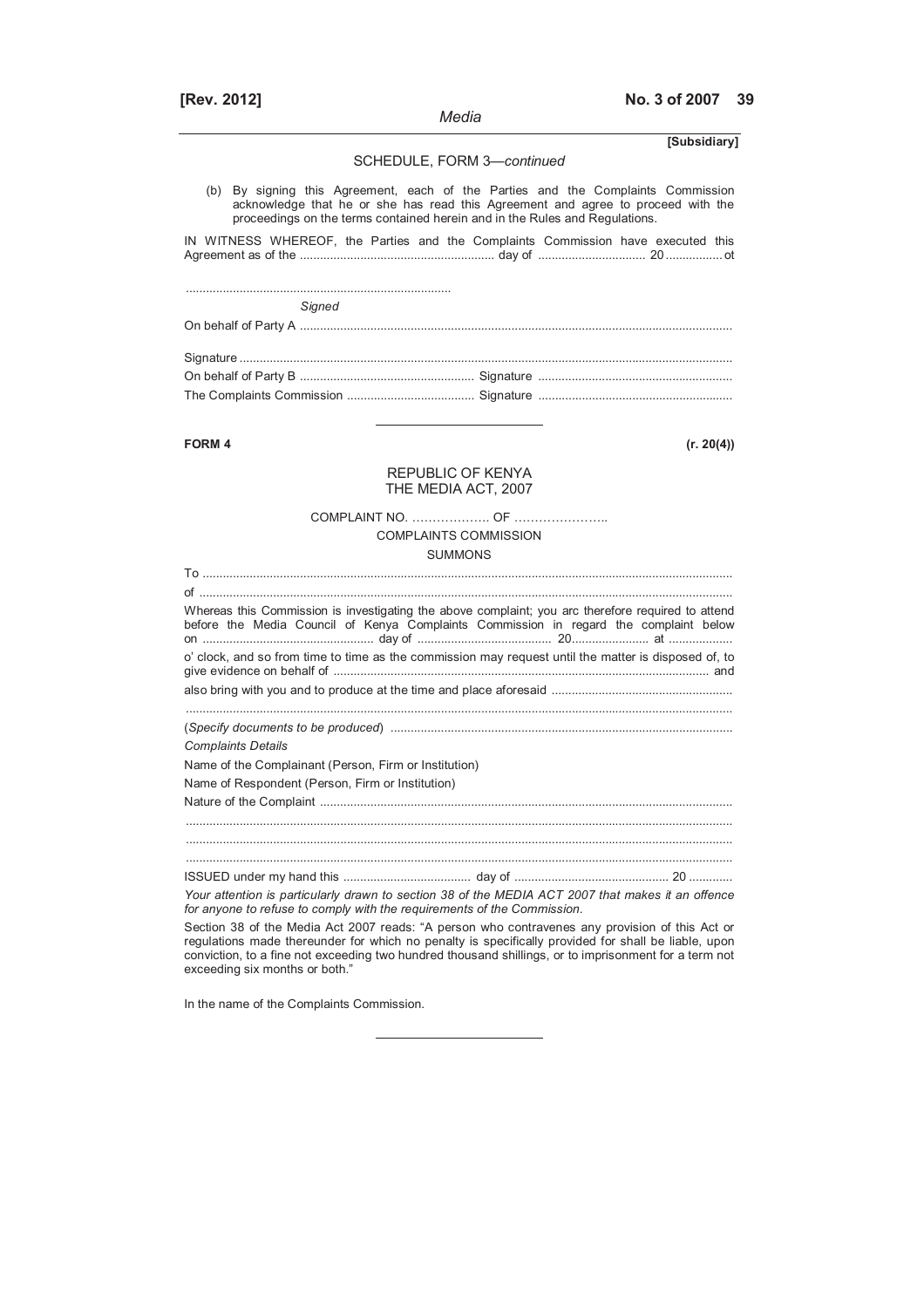SCHEDULE, FORM 3—*continued*

(b) By signing this Agreement, each of the Parties and the Complaints Commission acknowledge that he or she has read this Agreement and agree to proceed with the proceedings on the terms contained herein and in the Rules and Regulations.

IN WITNESS WHEREOF, the Parties and the Complaints Commission have executed this Agreement as of the ........................................................ day of ................................ 20 ................. ot

..............................................................................

*Signed*

On behalf of Party A ...............................................................................................................................

Signature ................................................................................................................................................

On behalf of Party B .................................................... Signature ..........................................................

The Complaints Commission ...................................... Signature ..........................................................

---

**FORM 4** **(r. 20(4))**

REPUBLIC OF KENYA
THE MEDIA ACT, 2007

COMPLAINT NO. ………………. OF …………………..

COMPLAINTS COMMISSION

SUMMONS

To ..........................................................................................................................................................

of ..........................................................................................................................................................

Whereas this Commission is investigating the above complaint; you arc therefore required to attend before the Media Council of Kenya Complaints Commission in regard the complaint below on .................................................. day of ........................................ 20....................... at ..................

o' clock, and so from time to time as the commission may request until the matter is disposed of, to give evidence on behalf of .............................................................................................. and

also bring with you and to produce at the time and place aforesaid .....................................................

..............................................................................................................................................................

(*Specify documents to be produced*) ....................................................................................................

*Complaints Details*

Name of the Complainant (Person, Firm or Institution)

Name of Respondent (Person, Firm or Institution)

Nature of the Complaint .........................................................................................................................

..............................................................................................................................................................

..............................................................................................................................................................

..............................................................................................................................................................

ISSUED under my hand this ...................................... day of ............................................. 20 ............

*Your attention is particularly drawn to section 38 of the MEDIA ACT 2007 that makes it an offence for anyone to refuse to comply with the requirements of the Commission.*

Section 38 of the Media Act 2007 reads: "A person who contravenes any provision of this Act or regulations made thereunder for which no penalty is specifically provided for shall be liable, upon conviction, to a fine not exceeding two hundred thousand shillings, or to imprisonment for a term not exceeding six months or both."

In the name of the Complaints Commission.

---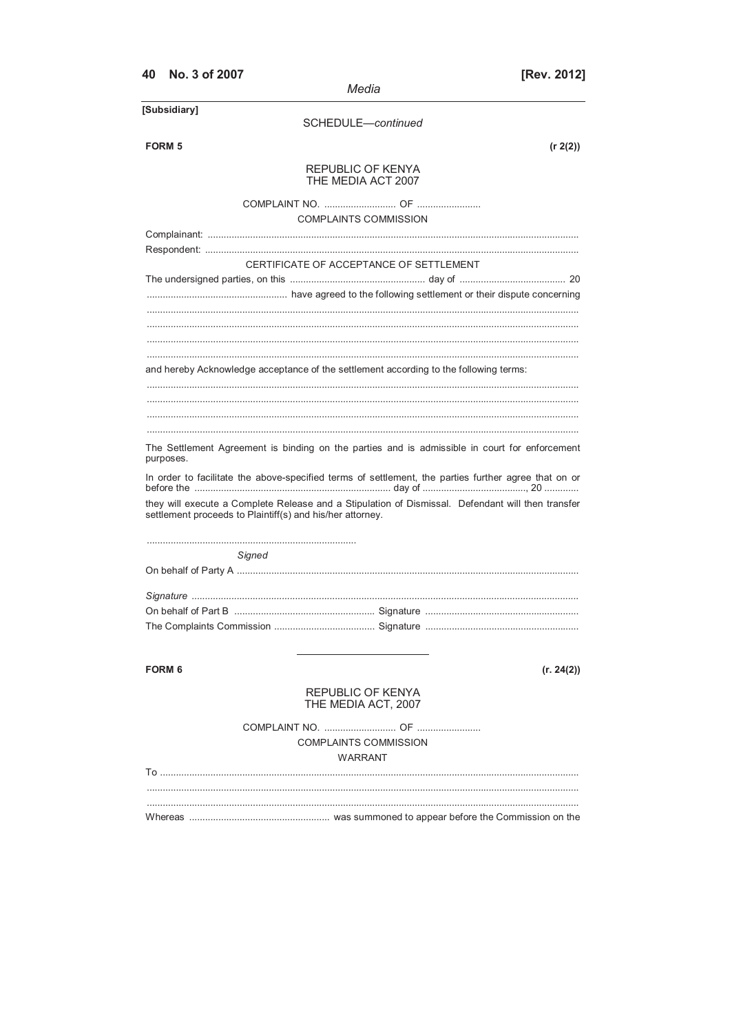[Subsidiary]

SCHEDULE—*continued*

**FORM 5** (r 2(2))

REPUBLIC OF KENYA
THE MEDIA ACT 2007

COMPLAINT NO. ........................... OF ........................

COMPLAINTS COMMISSION

Complainant: ..........................................................................................................................................

Respondent: ..........................................................................................................................................

CERTIFICATE OF ACCEPTANCE OF SETTLEMENT

The undersigned parties, on this ................................................... day of ........................................ 20 .................................................... have agreed to the following settlement or their dispute concerning ..........................................................................................................................................................
..........................................................................................................................................................
..........................................................................................................................................................
..........................................................................................................................................................

and hereby Acknowledge acceptance of the settlement according to the following terms:

..........................................................................................................................................................
..........................................................................................................................................................
..........................................................................................................................................................
..........................................................................................................................................................

The Settlement Agreement is binding on the parties and is admissible in court for enforcement purposes.

In order to facilitate the above-specified terms of settlement, the parties further agree that on or before the .......................................................................... day of ......................................., 20 ............ they will execute a Complete Release and a Stipulation of Dismissal. Defendant will then transfer settlement proceeds to Plaintiff(s) and his/her attorney.

..............................................................................

*Signed*

On behalf of Party A ................................................................................................................................

*Signature* ..................................................................................................................................................

On behalf of Part B .................................................... Signature .........................................................

The Complaints Commission ...................................... Signature .........................................................

---

**FORM 6** (r. 24(2))

REPUBLIC OF KENYA
THE MEDIA ACT, 2007

COMPLAINT NO. ........................... OF ........................

COMPLAINTS COMMISSION

WARRANT

To ..........................................................................................................................................................
..........................................................................................................................................................
..........................................................................................................................................................

Whereas .................................................... was summoned to appear before the Commission on the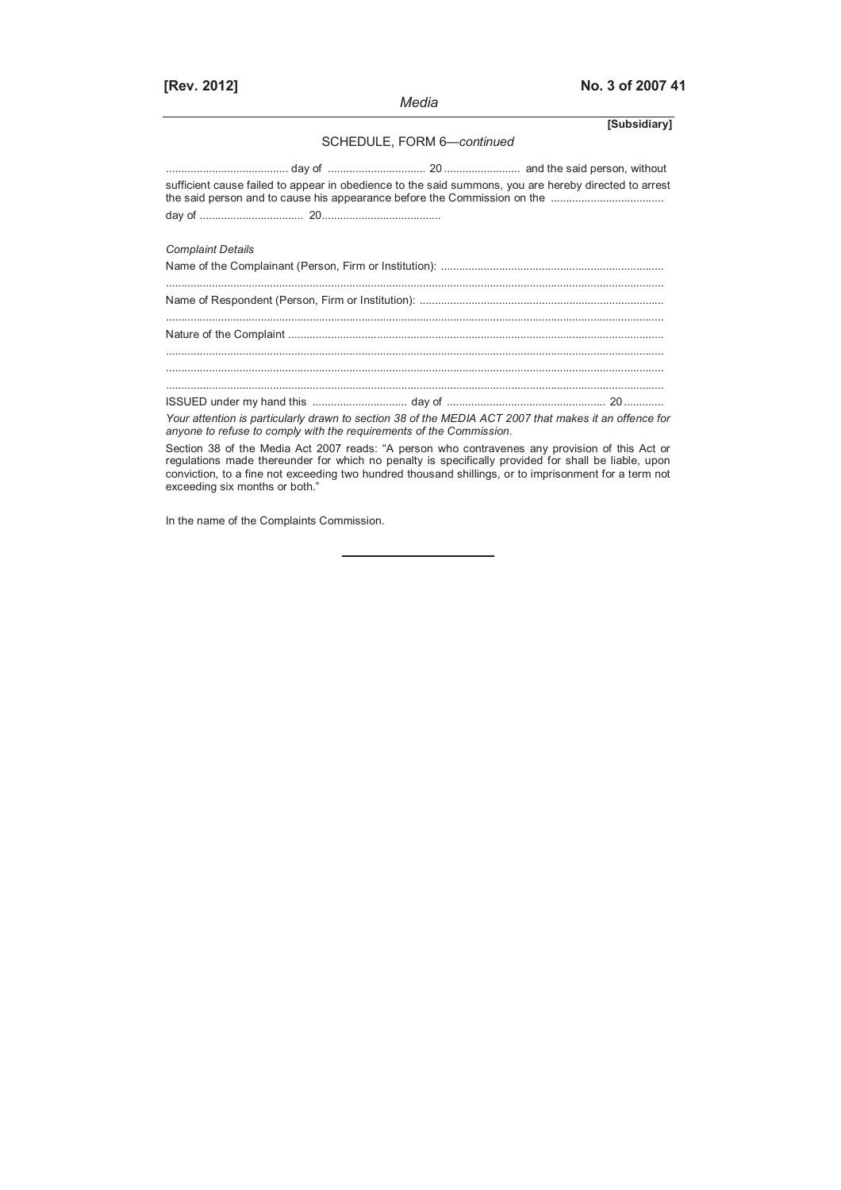SCHEDULE, FORM 6—*continued*

........................................ day of ................................ 20 ......................... and the said person, without sufficient cause failed to appear in obedience to the said summons, you are hereby directed to arrest the said person and to cause his appearance before the Commission on the .................................... day of .................................. 20.......................................

*Complaint Details*

Name of the Complainant (Person, Firm or Institution): ........................................................................
..................................................................................................................................................
Name of Respondent (Person, Firm or Institution): ...............................................................................
..................................................................................................................................................
Nature of the Complaint ..........................................................................................................................
..................................................................................................................................................
..................................................................................................................................................
..................................................................................................................................................
ISSUED under my hand this ............................... day of .................................................... 20 ............

*Your attention is particularly drawn to section 38 of the MEDIA ACT 2007 that makes it an offence for anyone to refuse to comply with the requirements of the Commission.*

Section 38 of the Media Act 2007 reads: "A person who contravenes any provision of this Act or regulations made thereunder for which no penalty is specifically provided for shall be liable, upon conviction, to a fine not exceeding two hundred thousand shillings, or to imprisonment for a term not exceeding six months or both."

In the name of the Complaints Commission.